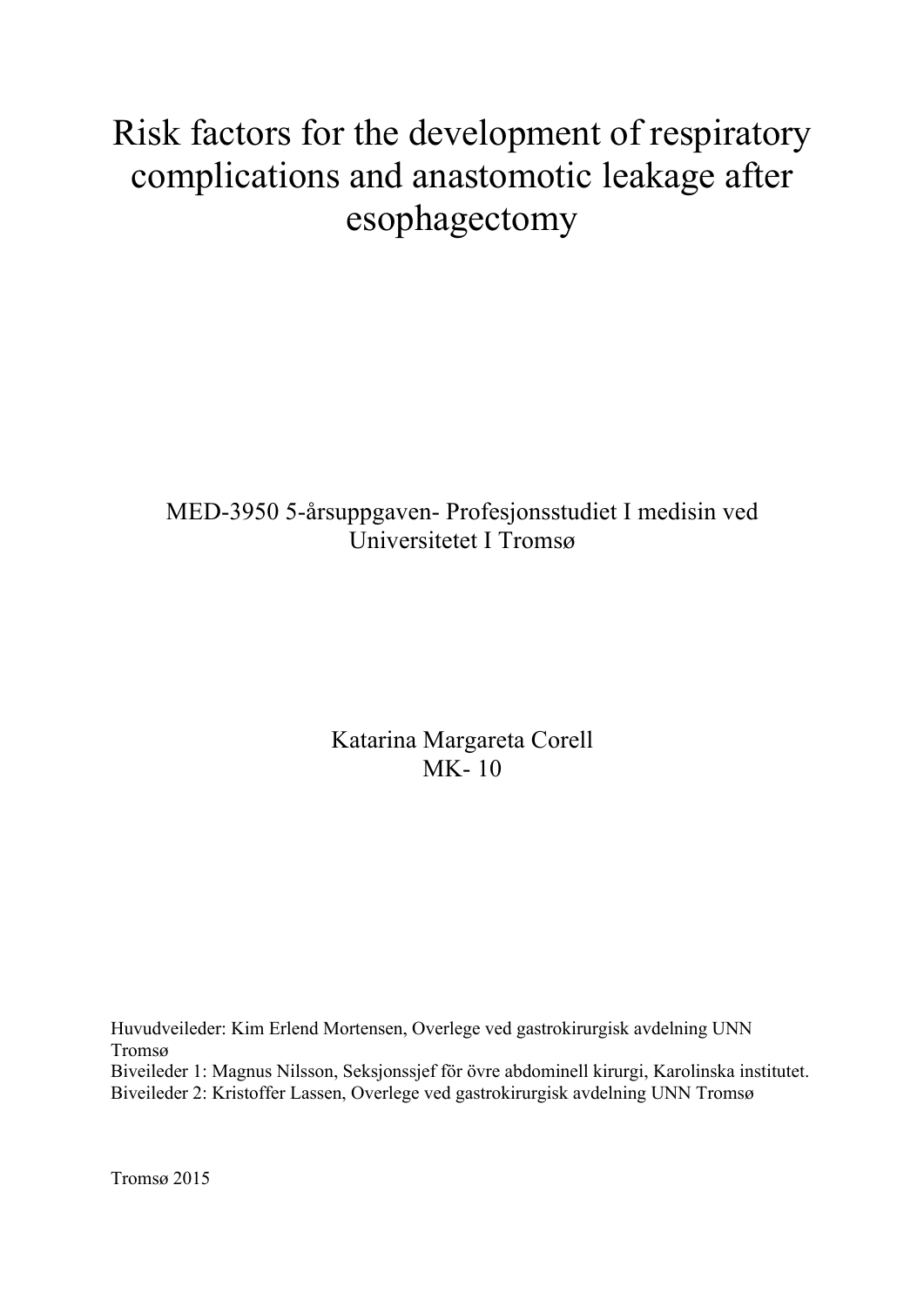# Risk factors for the development of respiratory complications and anastomotic leakage after esophagectomy

MED-3950 5-årsuppgaven- Profesjonsstudiet I medisin ved Universitetet I Tromsø

Katarina Margareta Corell
MK- 10

Huvudveileder: Kim Erlend Mortensen, Overlege ved gastrokirurgisk avdelning UNN Tromsø
Biveileder 1: Magnus Nilsson, Seksjonssjef för övre abdominell kirurgi, Karolinska institutet.
Biveileder 2: Kristoffer Lassen, Overlege ved gastrokirurgisk avdelning UNN Tromsø

Tromsø 2015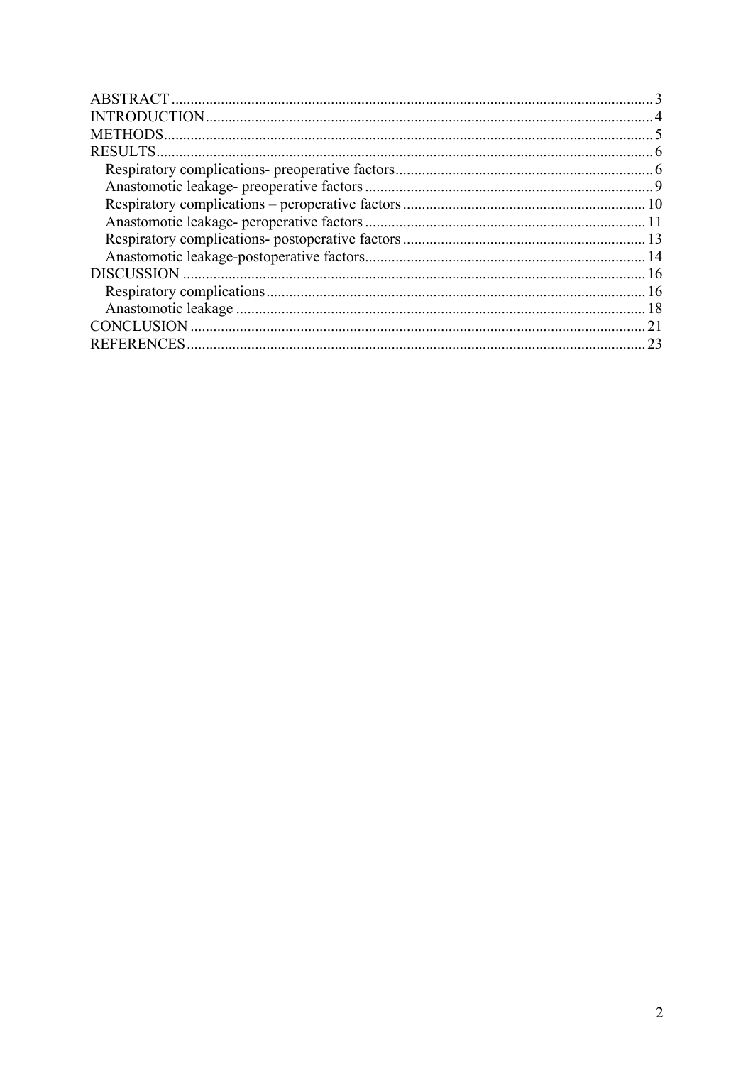ABSTRACT ... 3
INTRODUCTION ... 4
METHODS ... 5
RESULTS ... 6
- Respiratory complications- preoperative factors ... 6
- Anastomotic leakage- preoperative factors ... 9
- Respiratory complications – peroperative factors ... 10
- Anastomotic leakage- peroperative factors ... 11
- Respiratory complications- postoperative factors ... 13
- Anastomotic leakage-postoperative factors ... 14

DISCUSSION ... 16
- Respiratory complications ... 16
- Anastomotic leakage ... 18

CONCLUSION ... 21
REFERENCES ... 23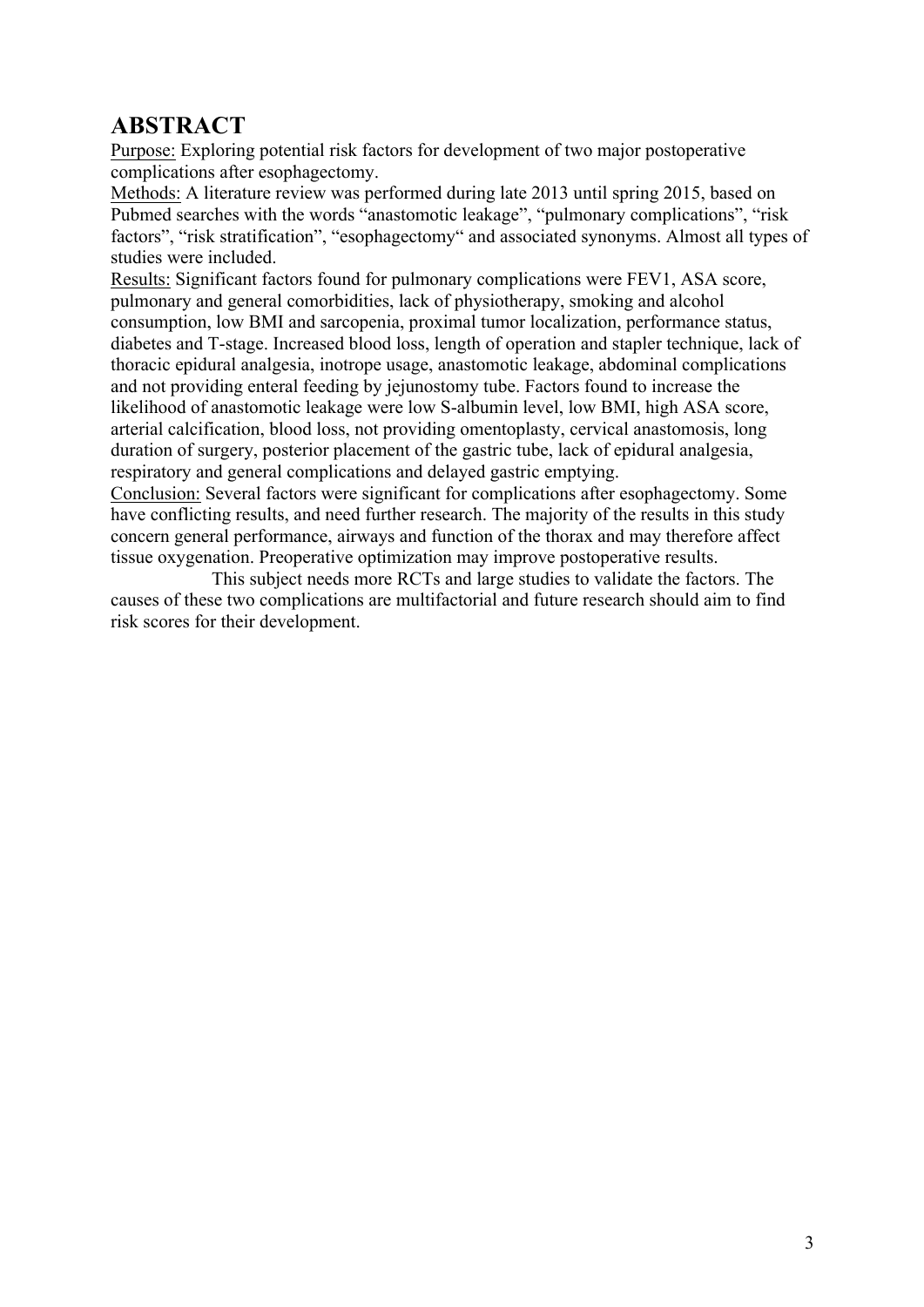# ABSTRACT

Purpose: Exploring potential risk factors for development of two major postoperative complications after esophagectomy.

Methods: A literature review was performed during late 2013 until spring 2015, based on Pubmed searches with the words "anastomotic leakage", "pulmonary complications", "risk factors", "risk stratification", "esophagectomy" and associated synonyms. Almost all types of studies were included.

Results: Significant factors found for pulmonary complications were FEV1, ASA score, pulmonary and general comorbidities, lack of physiotherapy, smoking and alcohol consumption, low BMI and sarcopenia, proximal tumor localization, performance status, diabetes and T-stage. Increased blood loss, length of operation and stapler technique, lack of thoracic epidural analgesia, inotrope usage, anastomotic leakage, abdominal complications and not providing enteral feeding by jejunostomy tube. Factors found to increase the likelihood of anastomotic leakage were low S-albumin level, low BMI, high ASA score, arterial calcification, blood loss, not providing omentoplasty, cervical anastomosis, long duration of surgery, posterior placement of the gastric tube, lack of epidural analgesia, respiratory and general complications and delayed gastric emptying.

Conclusion: Several factors were significant for complications after esophagectomy. Some have conflicting results, and need further research. The majority of the results in this study concern general performance, airways and function of the thorax and may therefore affect tissue oxygenation. Preoperative optimization may improve postoperative results.

This subject needs more RCTs and large studies to validate the factors. The causes of these two complications are multifactorial and future research should aim to find risk scores for their development.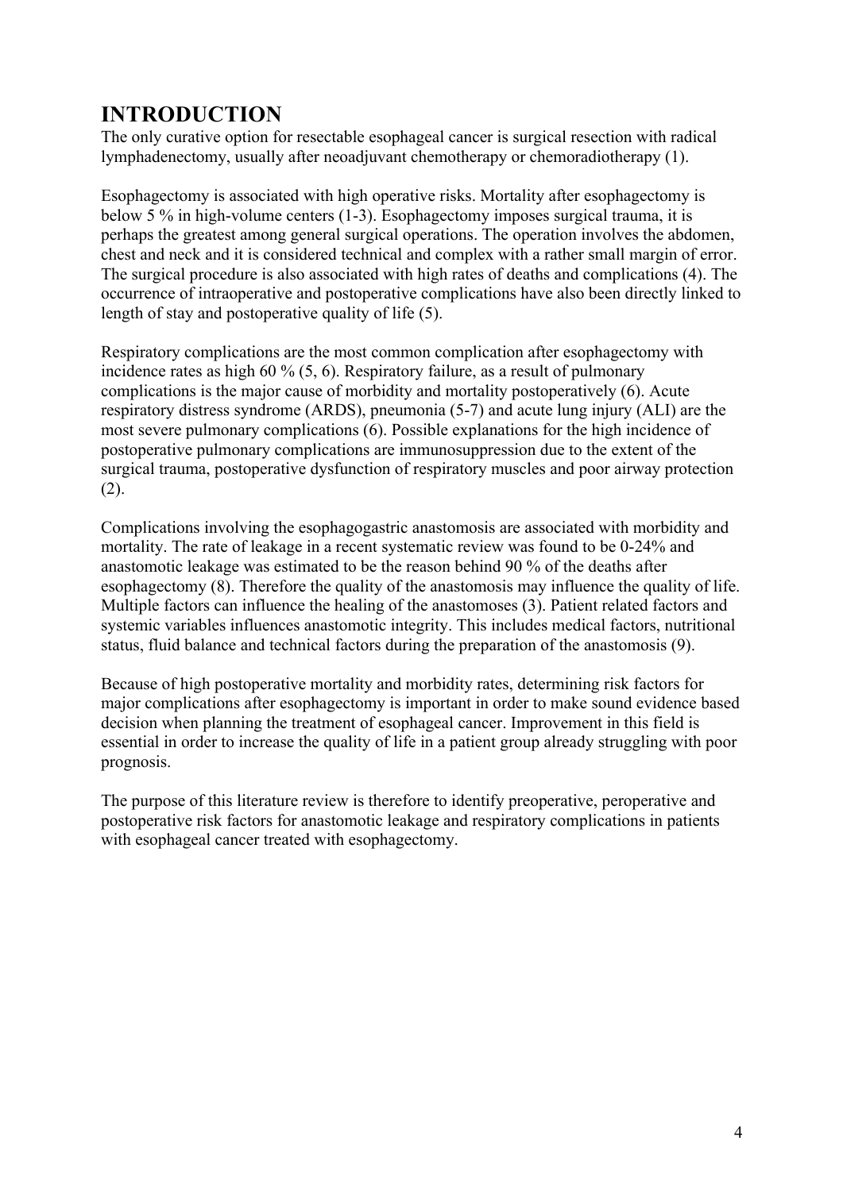# INTRODUCTION

The only curative option for resectable esophageal cancer is surgical resection with radical lymphadenectomy, usually after neoadjuvant chemotherapy or chemoradiotherapy (1).

Esophagectomy is associated with high operative risks. Mortality after esophagectomy is below 5 % in high-volume centers (1-3). Esophagectomy imposes surgical trauma, it is perhaps the greatest among general surgical operations. The operation involves the abdomen, chest and neck and it is considered technical and complex with a rather small margin of error. The surgical procedure is also associated with high rates of deaths and complications (4). The occurrence of intraoperative and postoperative complications have also been directly linked to length of stay and postoperative quality of life (5).

Respiratory complications are the most common complication after esophagectomy with incidence rates as high 60 % (5, 6). Respiratory failure, as a result of pulmonary complications is the major cause of morbidity and mortality postoperatively (6). Acute respiratory distress syndrome (ARDS), pneumonia (5-7) and acute lung injury (ALI) are the most severe pulmonary complications (6). Possible explanations for the high incidence of postoperative pulmonary complications are immunosuppression due to the extent of the surgical trauma, postoperative dysfunction of respiratory muscles and poor airway protection (2).

Complications involving the esophagogastric anastomosis are associated with morbidity and mortality. The rate of leakage in a recent systematic review was found to be 0-24% and anastomotic leakage was estimated to be the reason behind 90 % of the deaths after esophagectomy (8). Therefore the quality of the anastomosis may influence the quality of life. Multiple factors can influence the healing of the anastomoses (3). Patient related factors and systemic variables influences anastomotic integrity. This includes medical factors, nutritional status, fluid balance and technical factors during the preparation of the anastomosis (9).

Because of high postoperative mortality and morbidity rates, determining risk factors for major complications after esophagectomy is important in order to make sound evidence based decision when planning the treatment of esophageal cancer. Improvement in this field is essential in order to increase the quality of life in a patient group already struggling with poor prognosis.

The purpose of this literature review is therefore to identify preoperative, peroperative and postoperative risk factors for anastomotic leakage and respiratory complications in patients with esophageal cancer treated with esophagectomy.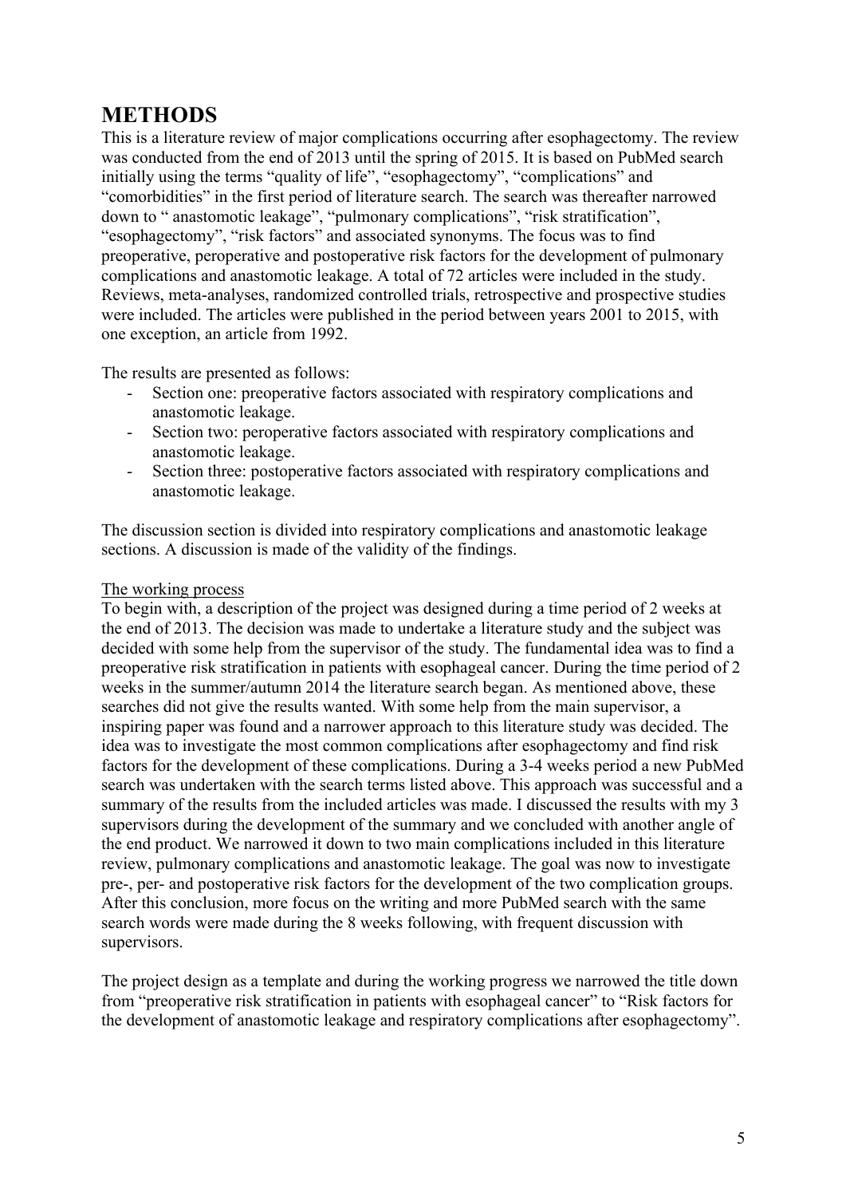# METHODS

This is a literature review of major complications occurring after esophagectomy. The review was conducted from the end of 2013 until the spring of 2015. It is based on PubMed search initially using the terms "quality of life", "esophagectomy", "complications" and "comorbidities" in the first period of literature search. The search was thereafter narrowed down to " anastomotic leakage", "pulmonary complications", "risk stratification", "esophagectomy", "risk factors" and associated synonyms. The focus was to find preoperative, peroperative and postoperative risk factors for the development of pulmonary complications and anastomotic leakage. A total of 72 articles were included in the study. Reviews, meta-analyses, randomized controlled trials, retrospective and prospective studies were included. The articles were published in the period between years 2001 to 2015, with one exception, an article from 1992.

The results are presented as follows:

- Section one: preoperative factors associated with respiratory complications and anastomotic leakage.
- Section two: peroperative factors associated with respiratory complications and anastomotic leakage.
- Section three: postoperative factors associated with respiratory complications and anastomotic leakage.

The discussion section is divided into respiratory complications and anastomotic leakage sections. A discussion is made of the validity of the findings.

<u>The working process</u>

To begin with, a description of the project was designed during a time period of 2 weeks at the end of 2013. The decision was made to undertake a literature study and the subject was decided with some help from the supervisor of the study. The fundamental idea was to find a preoperative risk stratification in patients with esophageal cancer. During the time period of 2 weeks in the summer/autumn 2014 the literature search began. As mentioned above, these searches did not give the results wanted. With some help from the main supervisor, a inspiring paper was found and a narrower approach to this literature study was decided. The idea was to investigate the most common complications after esophagectomy and find risk factors for the development of these complications. During a 3-4 weeks period a new PubMed search was undertaken with the search terms listed above. This approach was successful and a summary of the results from the included articles was made. I discussed the results with my 3 supervisors during the development of the summary and we concluded with another angle of the end product. We narrowed it down to two main complications included in this literature review, pulmonary complications and anastomotic leakage. The goal was now to investigate pre-, per- and postoperative risk factors for the development of the two complication groups. After this conclusion, more focus on the writing and more PubMed search with the same search words were made during the 8 weeks following, with frequent discussion with supervisors.

The project design as a template and during the working progress we narrowed the title down from "preoperative risk stratification in patients with esophageal cancer" to "Risk factors for the development of anastomotic leakage and respiratory complications after esophagectomy".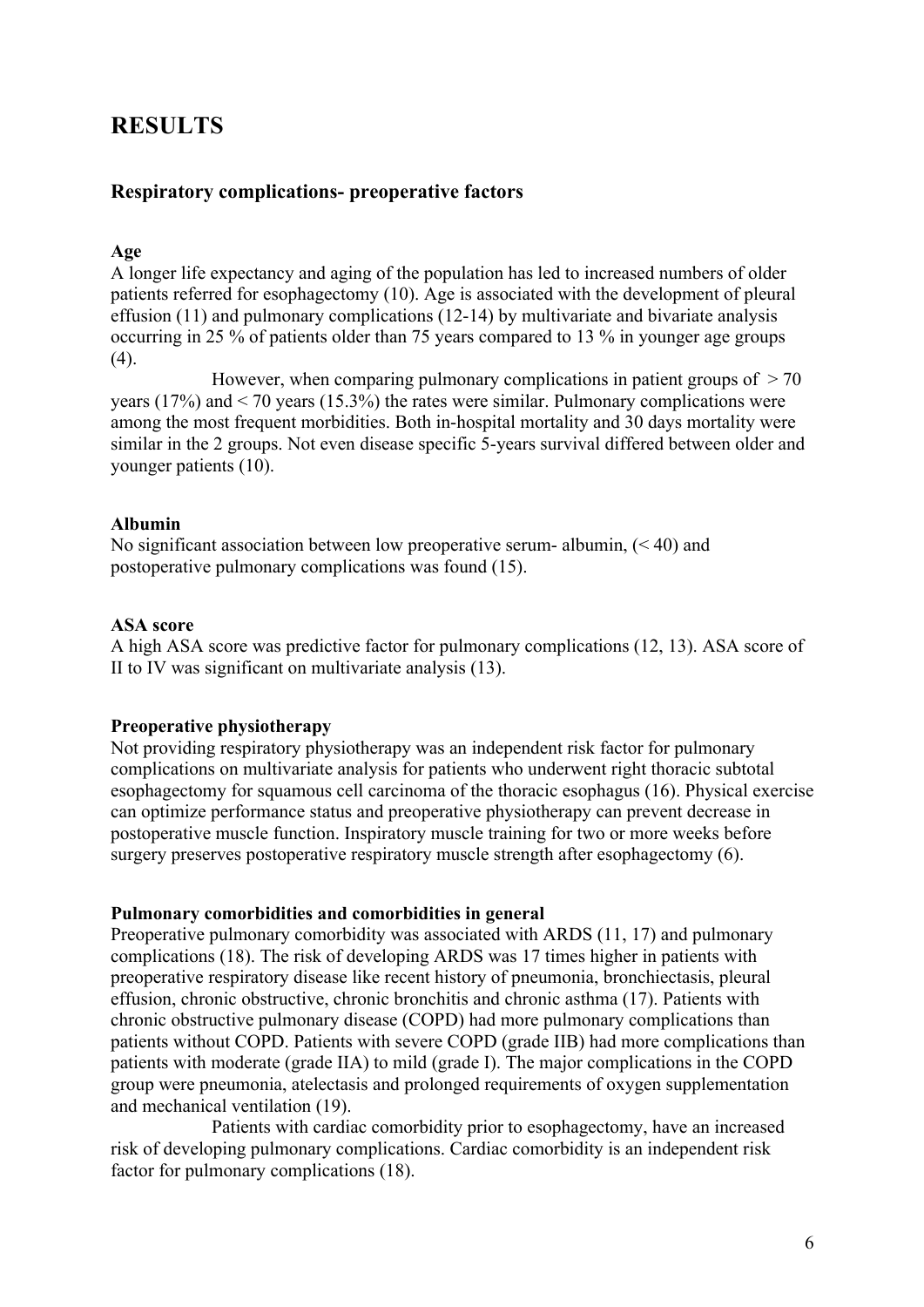# RESULTS

## Respiratory complications- preoperative factors

### Age

A longer life expectancy and aging of the population has led to increased numbers of older patients referred for esophagectomy (10). Age is associated with the development of pleural effusion (11) and pulmonary complications (12-14) by multivariate and bivariate analysis occurring in 25 % of patients older than 75 years compared to 13 % in younger age groups (4).

However, when comparing pulmonary complications in patient groups of > 70 years (17%) and < 70 years (15.3%) the rates were similar. Pulmonary complications were among the most frequent morbidities. Both in-hospital mortality and 30 days mortality were similar in the 2 groups. Not even disease specific 5-years survival differed between older and younger patients (10).

### Albumin

No significant association between low preoperative serum- albumin, (< 40) and postoperative pulmonary complications was found (15).

### ASA score

A high ASA score was predictive factor for pulmonary complications (12, 13). ASA score of II to IV was significant on multivariate analysis (13).

### Preoperative physiotherapy

Not providing respiratory physiotherapy was an independent risk factor for pulmonary complications on multivariate analysis for patients who underwent right thoracic subtotal esophagectomy for squamous cell carcinoma of the thoracic esophagus (16). Physical exercise can optimize performance status and preoperative physiotherapy can prevent decrease in postoperative muscle function. Inspiratory muscle training for two or more weeks before surgery preserves postoperative respiratory muscle strength after esophagectomy (6).

### Pulmonary comorbidities and comorbidities in general

Preoperative pulmonary comorbidity was associated with ARDS (11, 17) and pulmonary complications (18). The risk of developing ARDS was 17 times higher in patients with preoperative respiratory disease like recent history of pneumonia, bronchiectasis, pleural effusion, chronic obstructive, chronic bronchitis and chronic asthma (17). Patients with chronic obstructive pulmonary disease (COPD) had more pulmonary complications than patients without COPD. Patients with severe COPD (grade IIB) had more complications than patients with moderate (grade IIA) to mild (grade I). The major complications in the COPD group were pneumonia, atelectasis and prolonged requirements of oxygen supplementation and mechanical ventilation (19).

Patients with cardiac comorbidity prior to esophagectomy, have an increased risk of developing pulmonary complications. Cardiac comorbidity is an independent risk factor for pulmonary complications (18).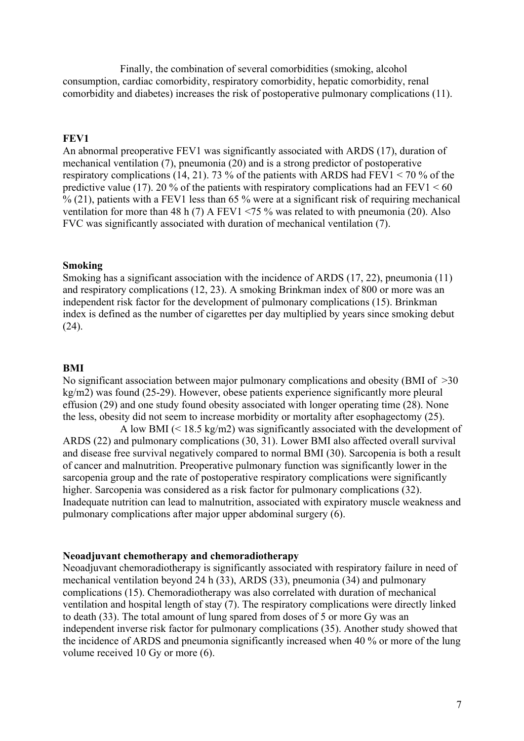Finally, the combination of several comorbidities (smoking, alcohol consumption, cardiac comorbidity, respiratory comorbidity, hepatic comorbidity, renal comorbidity and diabetes) increases the risk of postoperative pulmonary complications (11).

**FEV1**

An abnormal preoperative FEV1 was significantly associated with ARDS (17), duration of mechanical ventilation (7), pneumonia (20) and is a strong predictor of postoperative respiratory complications (14, 21). 73 % of the patients with ARDS had FEV1 < 70 % of the predictive value (17). 20 % of the patients with respiratory complications had an FEV1 < 60 % (21), patients with a FEV1 less than 65 % were at a significant risk of requiring mechanical ventilation for more than 48 h (7) A FEV1 <75 % was related to with pneumonia (20). Also FVC was significantly associated with duration of mechanical ventilation (7).

**Smoking**

Smoking has a significant association with the incidence of ARDS (17, 22), pneumonia (11) and respiratory complications (12, 23). A smoking Brinkman index of 800 or more was an independent risk factor for the development of pulmonary complications (15). Brinkman index is defined as the number of cigarettes per day multiplied by years since smoking debut (24).

**BMI**

No significant association between major pulmonary complications and obesity (BMI of >30 kg/m2) was found (25-29). However, obese patients experience significantly more pleural effusion (29) and one study found obesity associated with longer operating time (28). None the less, obesity did not seem to increase morbidity or mortality after esophagectomy (25).

A low BMI (< 18.5 kg/m2) was significantly associated with the development of ARDS (22) and pulmonary complications (30, 31). Lower BMI also affected overall survival and disease free survival negatively compared to normal BMI (30). Sarcopenia is both a result of cancer and malnutrition. Preoperative pulmonary function was significantly lower in the sarcopenia group and the rate of postoperative respiratory complications were significantly higher. Sarcopenia was considered as a risk factor for pulmonary complications (32). Inadequate nutrition can lead to malnutrition, associated with expiratory muscle weakness and pulmonary complications after major upper abdominal surgery (6).

**Neoadjuvant chemotherapy and chemoradiotherapy**

Neoadjuvant chemoradiotherapy is significantly associated with respiratory failure in need of mechanical ventilation beyond 24 h (33), ARDS (33), pneumonia (34) and pulmonary complications (15). Chemoradiotherapy was also correlated with duration of mechanical ventilation and hospital length of stay (7). The respiratory complications were directly linked to death (33). The total amount of lung spared from doses of 5 or more Gy was an independent inverse risk factor for pulmonary complications (35). Another study showed that the incidence of ARDS and pneumonia significantly increased when 40 % or more of the lung volume received 10 Gy or more (6).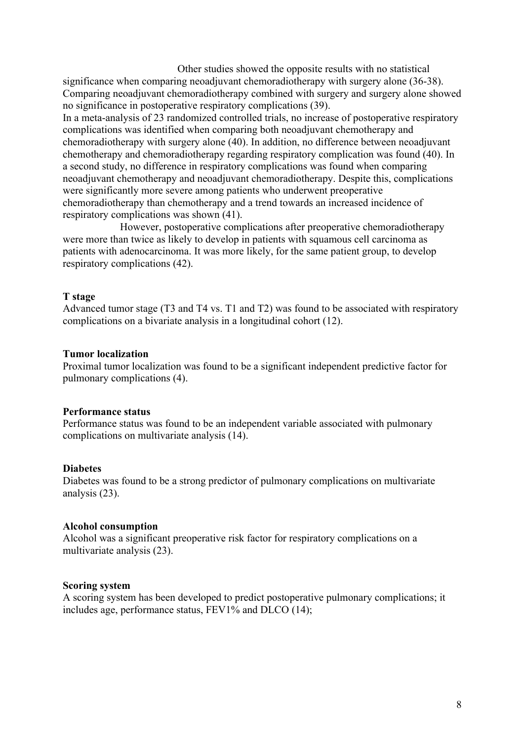Other studies showed the opposite results with no statistical significance when comparing neoadjuvant chemoradiotherapy with surgery alone (36-38). Comparing neoadjuvant chemoradiotherapy combined with surgery and surgery alone showed no significance in postoperative respiratory complications (39).

In a meta-analysis of 23 randomized controlled trials, no increase of postoperative respiratory complications was identified when comparing both neoadjuvant chemotherapy and chemoradiotherapy with surgery alone (40). In addition, no difference between neoadjuvant chemotherapy and chemoradiotherapy regarding respiratory complication was found (40). In a second study, no difference in respiratory complications was found when comparing neoadjuvant chemotherapy and neoadjuvant chemoradiotherapy. Despite this, complications were significantly more severe among patients who underwent preoperative chemoradiotherapy than chemotherapy and a trend towards an increased incidence of respiratory complications was shown (41).

However, postoperative complications after preoperative chemoradiotherapy were more than twice as likely to develop in patients with squamous cell carcinoma as patients with adenocarcinoma. It was more likely, for the same patient group, to develop respiratory complications (42).

**T stage**

Advanced tumor stage (T3 and T4 vs. T1 and T2) was found to be associated with respiratory complications on a bivariate analysis in a longitudinal cohort (12).

**Tumor localization**

Proximal tumor localization was found to be a significant independent predictive factor for pulmonary complications (4).

**Performance status**

Performance status was found to be an independent variable associated with pulmonary complications on multivariate analysis (14).

**Diabetes**

Diabetes was found to be a strong predictor of pulmonary complications on multivariate analysis (23).

**Alcohol consumption**

Alcohol was a significant preoperative risk factor for respiratory complications on a multivariate analysis (23).

**Scoring system**

A scoring system has been developed to predict postoperative pulmonary complications; it includes age, performance status, FEV1% and DLCO (14);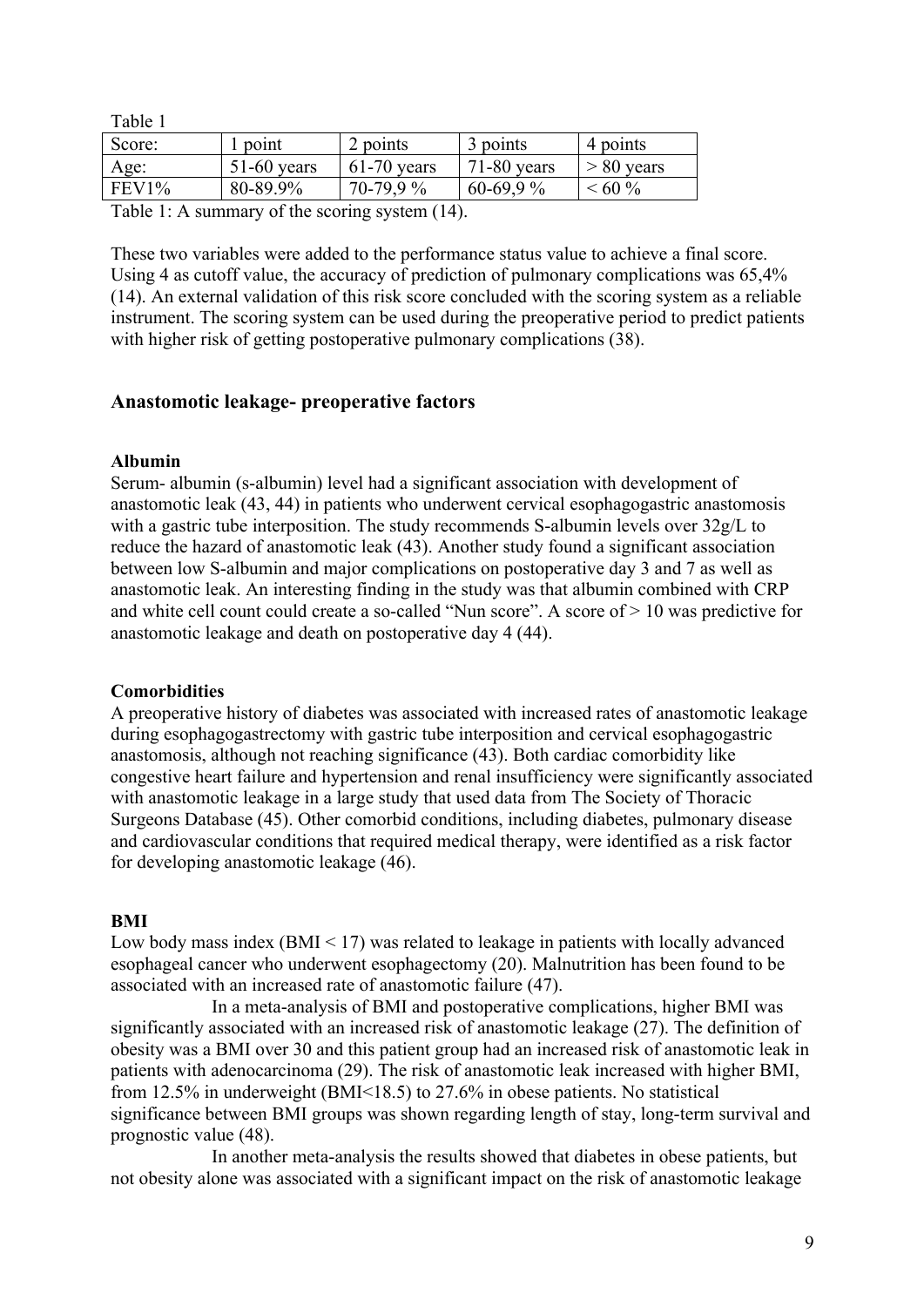Table 1

| Score: | 1 point | 2 points | 3 points | 4 points |
|---|---|---|---|---|
| Age: | 51-60 years | 61-70 years | 71-80 years | > 80 years |
| FEV1% | 80-89.9% | 70-79,9 % | 60-69,9 % | < 60 % |

Table 1: A summary of the scoring system (14).

These two variables were added to the performance status value to achieve a final score. Using 4 as cutoff value, the accuracy of prediction of pulmonary complications was 65,4% (14). An external validation of this risk score concluded with the scoring system as a reliable instrument. The scoring system can be used during the preoperative period to predict patients with higher risk of getting postoperative pulmonary complications (38).

## Anastomotic leakage- preoperative factors

### Albumin

Serum- albumin (s-albumin) level had a significant association with development of anastomotic leak (43, 44) in patients who underwent cervical esophagogastric anastomosis with a gastric tube interposition. The study recommends S-albumin levels over 32g/L to reduce the hazard of anastomotic leak (43). Another study found a significant association between low S-albumin and major complications on postoperative day 3 and 7 as well as anastomotic leak. An interesting finding in the study was that albumin combined with CRP and white cell count could create a so-called "Nun score". A score of > 10 was predictive for anastomotic leakage and death on postoperative day 4 (44).

### Comorbidities

A preoperative history of diabetes was associated with increased rates of anastomotic leakage during esophagogastrectomy with gastric tube interposition and cervical esophagogastric anastomosis, although not reaching significance (43). Both cardiac comorbidity like congestive heart failure and hypertension and renal insufficiency were significantly associated with anastomotic leakage in a large study that used data from The Society of Thoracic Surgeons Database (45). Other comorbid conditions, including diabetes, pulmonary disease and cardiovascular conditions that required medical therapy, were identified as a risk factor for developing anastomotic leakage (46).

### BMI

Low body mass index (BMI < 17) was related to leakage in patients with locally advanced esophageal cancer who underwent esophagectomy (20). Malnutrition has been found to be associated with an increased rate of anastomotic failure (47).

In a meta-analysis of BMI and postoperative complications, higher BMI was significantly associated with an increased risk of anastomotic leakage (27). The definition of obesity was a BMI over 30 and this patient group had an increased risk of anastomotic leak in patients with adenocarcinoma (29). The risk of anastomotic leak increased with higher BMI, from 12.5% in underweight (BMI<18.5) to 27.6% in obese patients. No statistical significance between BMI groups was shown regarding length of stay, long-term survival and prognostic value (48).

In another meta-analysis the results showed that diabetes in obese patients, but not obesity alone was associated with a significant impact on the risk of anastomotic leakage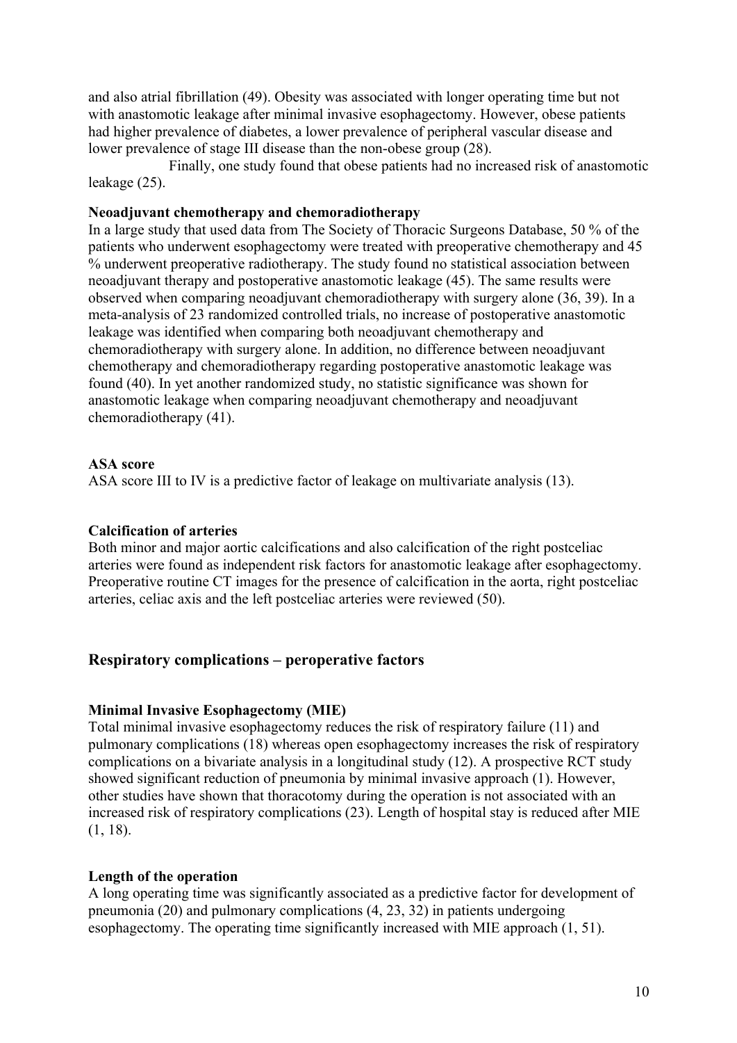and also atrial fibrillation (49). Obesity was associated with longer operating time but not with anastomotic leakage after minimal invasive esophagectomy. However, obese patients had higher prevalence of diabetes, a lower prevalence of peripheral vascular disease and lower prevalence of stage III disease than the non-obese group (28).

Finally, one study found that obese patients had no increased risk of anastomotic leakage (25).

**Neoadjuvant chemotherapy and chemoradiotherapy**

In a large study that used data from The Society of Thoracic Surgeons Database, 50 % of the patients who underwent esophagectomy were treated with preoperative chemotherapy and 45 % underwent preoperative radiotherapy. The study found no statistical association between neoadjuvant therapy and postoperative anastomotic leakage (45). The same results were observed when comparing neoadjuvant chemoradiotherapy with surgery alone (36, 39). In a meta-analysis of 23 randomized controlled trials, no increase of postoperative anastomotic leakage was identified when comparing both neoadjuvant chemotherapy and chemoradiotherapy with surgery alone. In addition, no difference between neoadjuvant chemotherapy and chemoradiotherapy regarding postoperative anastomotic leakage was found (40). In yet another randomized study, no statistic significance was shown for anastomotic leakage when comparing neoadjuvant chemotherapy and neoadjuvant chemoradiotherapy (41).

**ASA score**

ASA score III to IV is a predictive factor of leakage on multivariate analysis (13).

**Calcification of arteries**

Both minor and major aortic calcifications and also calcification of the right postceliac arteries were found as independent risk factors for anastomotic leakage after esophagectomy. Preoperative routine CT images for the presence of calcification in the aorta, right postceliac arteries, celiac axis and the left postceliac arteries were reviewed (50).

## Respiratory complications – peroperative factors

**Minimal Invasive Esophagectomy (MIE)**

Total minimal invasive esophagectomy reduces the risk of respiratory failure (11) and pulmonary complications (18) whereas open esophagectomy increases the risk of respiratory complications on a bivariate analysis in a longitudinal study (12). A prospective RCT study showed significant reduction of pneumonia by minimal invasive approach (1). However, other studies have shown that thoracotomy during the operation is not associated with an increased risk of respiratory complications (23). Length of hospital stay is reduced after MIE (1, 18).

**Length of the operation**

A long operating time was significantly associated as a predictive factor for development of pneumonia (20) and pulmonary complications (4, 23, 32) in patients undergoing esophagectomy. The operating time significantly increased with MIE approach (1, 51).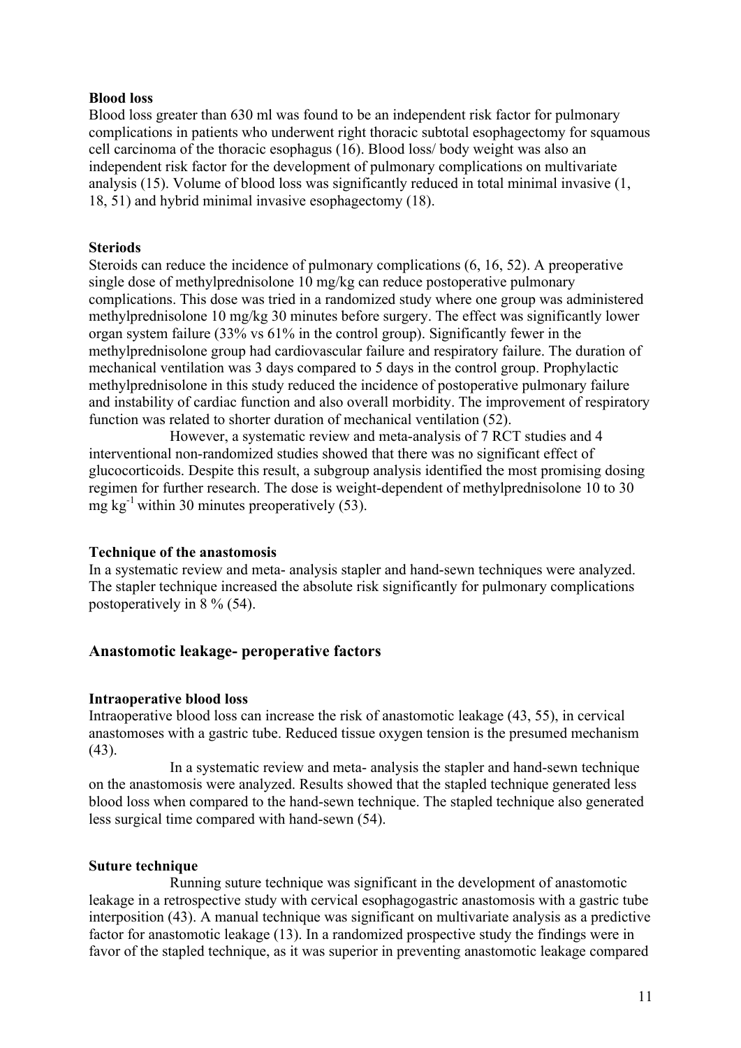**Blood loss**

Blood loss greater than 630 ml was found to be an independent risk factor for pulmonary complications in patients who underwent right thoracic subtotal esophagectomy for squamous cell carcinoma of the thoracic esophagus (16). Blood loss/ body weight was also an independent risk factor for the development of pulmonary complications on multivariate analysis (15). Volume of blood loss was significantly reduced in total minimal invasive (1, 18, 51) and hybrid minimal invasive esophagectomy (18).

**Steriods**

Steroids can reduce the incidence of pulmonary complications (6, 16, 52). A preoperative single dose of methylprednisolone 10 mg/kg can reduce postoperative pulmonary complications. This dose was tried in a randomized study where one group was administered methylprednisolone 10 mg/kg 30 minutes before surgery. The effect was significantly lower organ system failure (33% vs 61% in the control group). Significantly fewer in the methylprednisolone group had cardiovascular failure and respiratory failure. The duration of mechanical ventilation was 3 days compared to 5 days in the control group. Prophylactic methylprednisolone in this study reduced the incidence of postoperative pulmonary failure and instability of cardiac function and also overall morbidity. The improvement of respiratory function was related to shorter duration of mechanical ventilation (52).

However, a systematic review and meta-analysis of 7 RCT studies and 4 interventional non-randomized studies showed that there was no significant effect of glucocorticoids. Despite this result, a subgroup analysis identified the most promising dosing regimen for further research. The dose is weight-dependent of methylprednisolone 10 to 30 mg $kg^{-1}$ within 30 minutes preoperatively (53).

**Technique of the anastomosis**

In a systematic review and meta- analysis stapler and hand-sewn techniques were analyzed. The stapler technique increased the absolute risk significantly for pulmonary complications postoperatively in 8 % (54).

## Anastomotic leakage- peroperative factors

**Intraoperative blood loss**

Intraoperative blood loss can increase the risk of anastomotic leakage (43, 55), in cervical anastomoses with a gastric tube. Reduced tissue oxygen tension is the presumed mechanism (43).

In a systematic review and meta- analysis the stapler and hand-sewn technique on the anastomosis were analyzed. Results showed that the stapled technique generated less blood loss when compared to the hand-sewn technique. The stapled technique also generated less surgical time compared with hand-sewn (54).

**Suture technique**

Running suture technique was significant in the development of anastomotic leakage in a retrospective study with cervical esophagogastric anastomosis with a gastric tube interposition (43). A manual technique was significant on multivariate analysis as a predictive factor for anastomotic leakage (13). In a randomized prospective study the findings were in favor of the stapled technique, as it was superior in preventing anastomotic leakage compared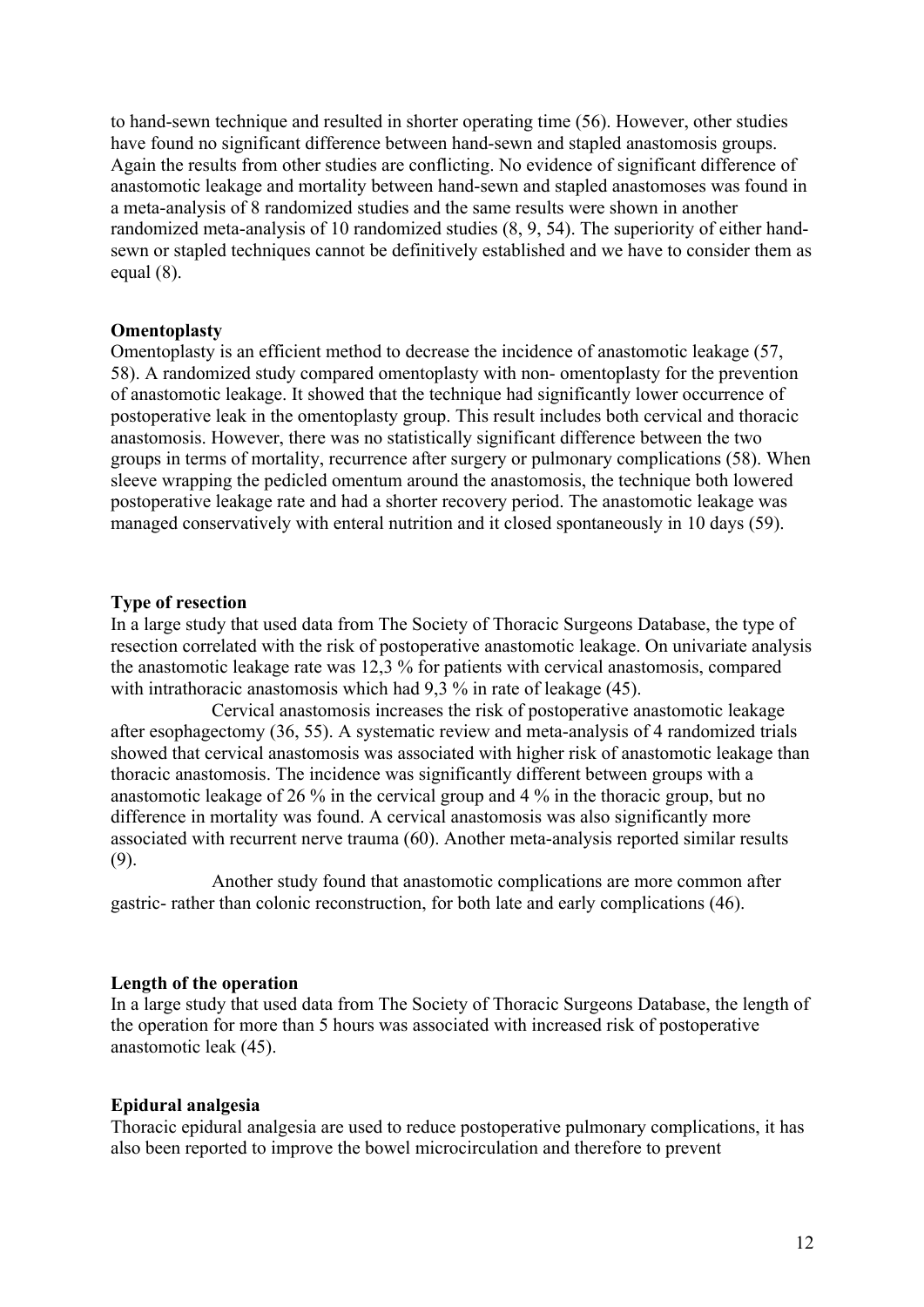to hand-sewn technique and resulted in shorter operating time (56). However, other studies have found no significant difference between hand-sewn and stapled anastomosis groups. Again the results from other studies are conflicting. No evidence of significant difference of anastomotic leakage and mortality between hand-sewn and stapled anastomoses was found in a meta-analysis of 8 randomized studies and the same results were shown in another randomized meta-analysis of 10 randomized studies (8, 9, 54). The superiority of either hand-sewn or stapled techniques cannot be definitively established and we have to consider them as equal (8).

**Omentoplasty**

Omentoplasty is an efficient method to decrease the incidence of anastomotic leakage (57, 58). A randomized study compared omentoplasty with non- omentoplasty for the prevention of anastomotic leakage. It showed that the technique had significantly lower occurrence of postoperative leak in the omentoplasty group. This result includes both cervical and thoracic anastomosis. However, there was no statistically significant difference between the two groups in terms of mortality, recurrence after surgery or pulmonary complications (58). When sleeve wrapping the pedicled omentum around the anastomosis, the technique both lowered postoperative leakage rate and had a shorter recovery period. The anastomotic leakage was managed conservatively with enteral nutrition and it closed spontaneously in 10 days (59).

**Type of resection**

In a large study that used data from The Society of Thoracic Surgeons Database, the type of resection correlated with the risk of postoperative anastomotic leakage. On univariate analysis the anastomotic leakage rate was 12,3 % for patients with cervical anastomosis, compared with intrathoracic anastomosis which had 9,3 % in rate of leakage (45).

Cervical anastomosis increases the risk of postoperative anastomotic leakage after esophagectomy (36, 55). A systematic review and meta-analysis of 4 randomized trials showed that cervical anastomosis was associated with higher risk of anastomotic leakage than thoracic anastomosis. The incidence was significantly different between groups with a anastomotic leakage of 26 % in the cervical group and 4 % in the thoracic group, but no difference in mortality was found. A cervical anastomosis was also significantly more associated with recurrent nerve trauma (60). Another meta-analysis reported similar results (9).

Another study found that anastomotic complications are more common after gastric- rather than colonic reconstruction, for both late and early complications (46).

**Length of the operation**

In a large study that used data from The Society of Thoracic Surgeons Database, the length of the operation for more than 5 hours was associated with increased risk of postoperative anastomotic leak (45).

**Epidural analgesia**

Thoracic epidural analgesia are used to reduce postoperative pulmonary complications, it has also been reported to improve the bowel microcirculation and therefore to prevent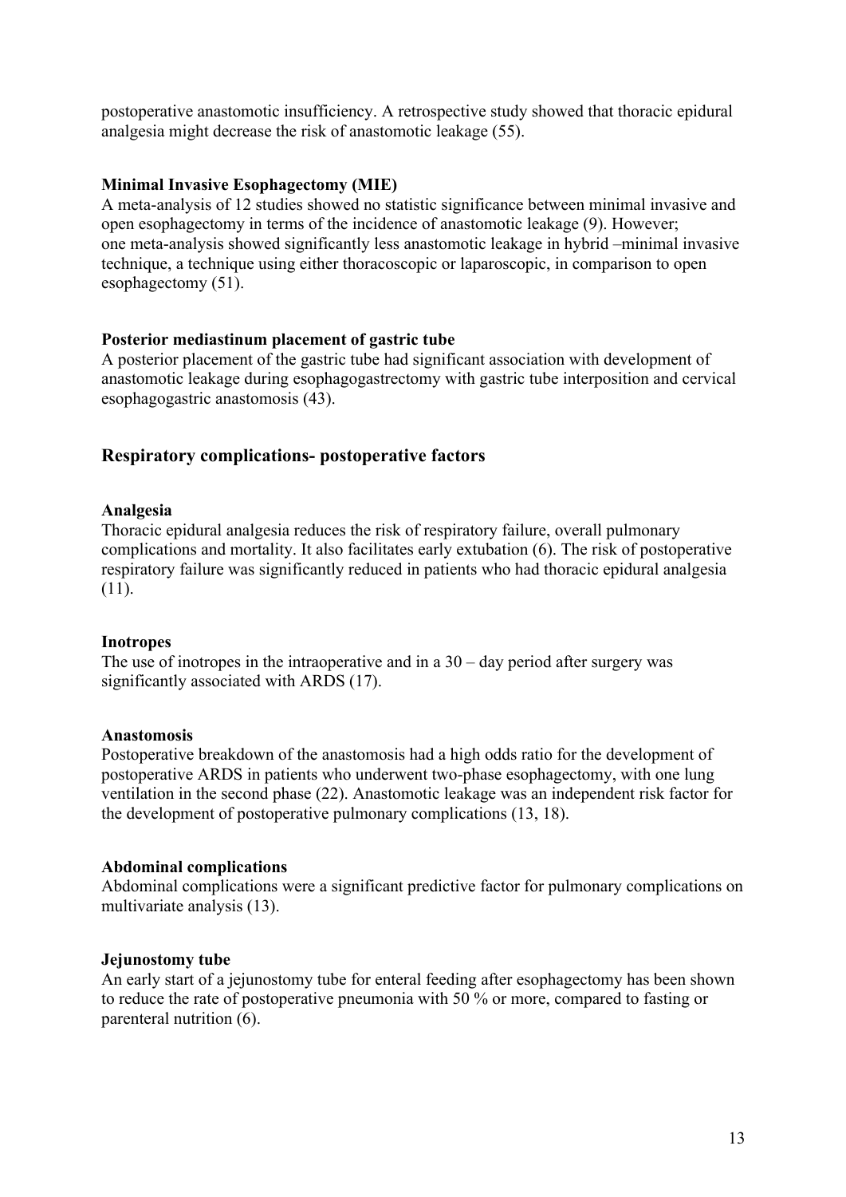postoperative anastomotic insufficiency. A retrospective study showed that thoracic epidural analgesia might decrease the risk of anastomotic leakage (55).

**Minimal Invasive Esophagectomy (MIE)**

A meta-analysis of 12 studies showed no statistic significance between minimal invasive and open esophagectomy in terms of the incidence of anastomotic leakage (9). However; one meta-analysis showed significantly less anastomotic leakage in hybrid –minimal invasive technique, a technique using either thoracoscopic or laparoscopic, in comparison to open esophagectomy (51).

**Posterior mediastinum placement of gastric tube**

A posterior placement of the gastric tube had significant association with development of anastomotic leakage during esophagogastrectomy with gastric tube interposition and cervical esophagogastric anastomosis (43).

## Respiratory complications- postoperative factors

**Analgesia**

Thoracic epidural analgesia reduces the risk of respiratory failure, overall pulmonary complications and mortality. It also facilitates early extubation (6). The risk of postoperative respiratory failure was significantly reduced in patients who had thoracic epidural analgesia (11).

**Inotropes**

The use of inotropes in the intraoperative and in a 30 – day period after surgery was significantly associated with ARDS (17).

**Anastomosis**

Postoperative breakdown of the anastomosis had a high odds ratio for the development of postoperative ARDS in patients who underwent two-phase esophagectomy, with one lung ventilation in the second phase (22). Anastomotic leakage was an independent risk factor for the development of postoperative pulmonary complications (13, 18).

**Abdominal complications**

Abdominal complications were a significant predictive factor for pulmonary complications on multivariate analysis (13).

**Jejunostomy tube**

An early start of a jejunostomy tube for enteral feeding after esophagectomy has been shown to reduce the rate of postoperative pneumonia with 50 % or more, compared to fasting or parenteral nutrition (6).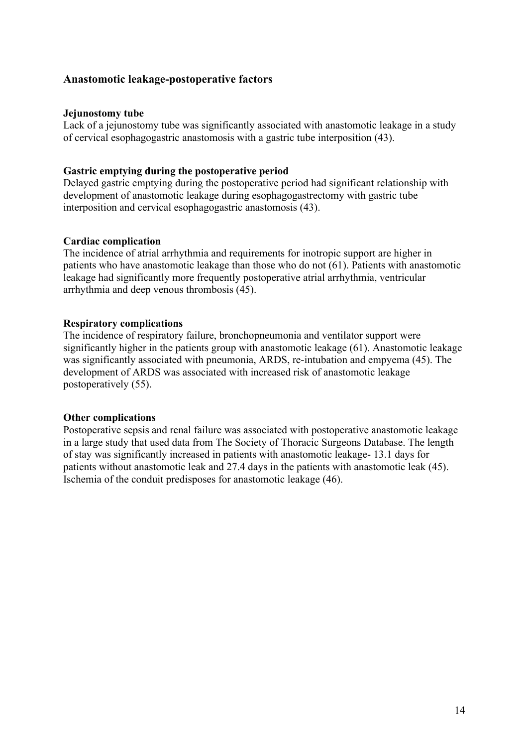## Anastomotic leakage-postoperative factors

### Jejunostomy tube

Lack of a jejunostomy tube was significantly associated with anastomotic leakage in a study of cervical esophagogastric anastomosis with a gastric tube interposition (43).

### Gastric emptying during the postoperative period

Delayed gastric emptying during the postoperative period had significant relationship with development of anastomotic leakage during esophagogastrectomy with gastric tube interposition and cervical esophagogastric anastomosis (43).

### Cardiac complication

The incidence of atrial arrhythmia and requirements for inotropic support are higher in patients who have anastomotic leakage than those who do not (61). Patients with anastomotic leakage had significantly more frequently postoperative atrial arrhythmia, ventricular arrhythmia and deep venous thrombosis (45).

### Respiratory complications

The incidence of respiratory failure, bronchopneumonia and ventilator support were significantly higher in the patients group with anastomotic leakage (61). Anastomotic leakage was significantly associated with pneumonia, ARDS, re-intubation and empyema (45). The development of ARDS was associated with increased risk of anastomotic leakage postoperatively (55).

### Other complications

Postoperative sepsis and renal failure was associated with postoperative anastomotic leakage in a large study that used data from The Society of Thoracic Surgeons Database. The length of stay was significantly increased in patients with anastomotic leakage- 13.1 days for patients without anastomotic leak and 27.4 days in the patients with anastomotic leak (45). Ischemia of the conduit predisposes for anastomotic leakage (46).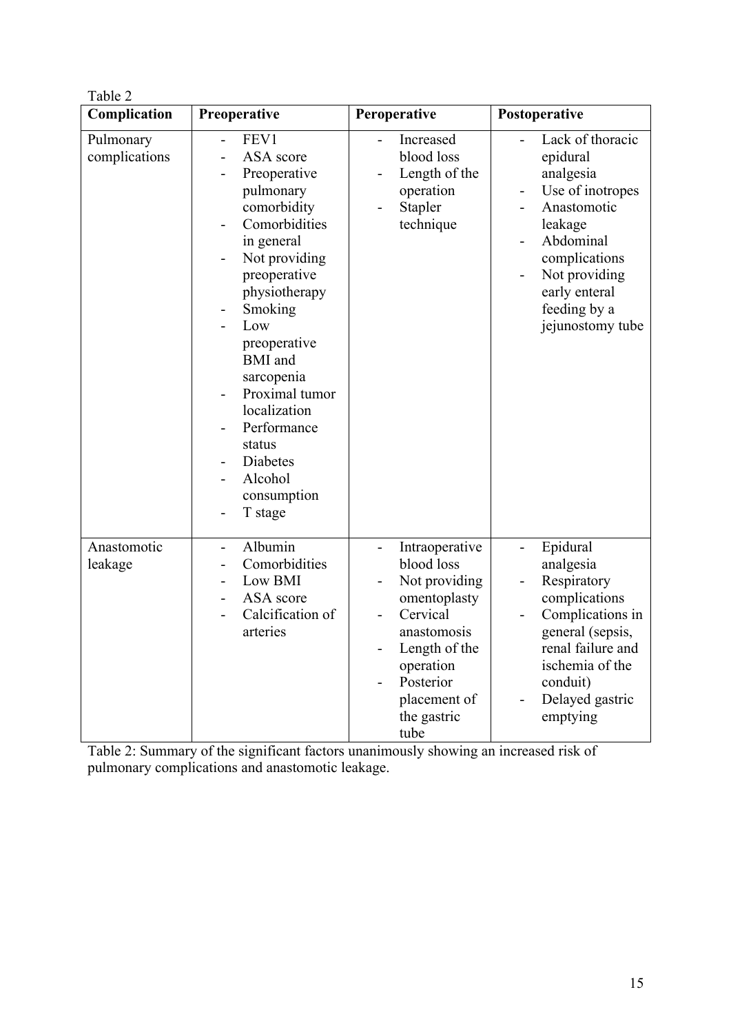Table 2

| Complication | Preoperative | Peroperative | Postoperative |
| --- | --- | --- | --- |
| Pulmonary complications | - FEV1<br>- ASA score<br>- Preoperative pulmonary comorbidity<br>- Comorbidities in general<br>- Not providing preoperative physiotherapy<br>- Smoking<br>- Low preoperative BMI and sarcopenia<br>- Proximal tumor localization<br>- Performance status<br>- Diabetes<br>- Alcohol consumption<br>- T stage | - Increased blood loss<br>- Length of the operation<br>- Stapler technique | - Lack of thoracic epidural analgesia<br>- Use of inotropes<br>- Anastomotic leakage<br>- Abdominal complications<br>- Not providing early enteral feeding by a jejunostomy tube |
| Anastomotic leakage | - Albumin<br>- Comorbidities<br>- Low BMI<br>- ASA score<br>- Calcification of arteries | - Intraoperative blood loss<br>- Not providing omentoplasty<br>- Cervical anastomosis<br>- Length of the operation<br>- Posterior placement of the gastric tube | - Epidural analgesia<br>- Respiratory complications<br>- Complications in general (sepsis, renal failure and ischemia of the conduit)<br>- Delayed gastric emptying |

Table 2: Summary of the significant factors unanimously showing an increased risk of pulmonary complications and anastomotic leakage.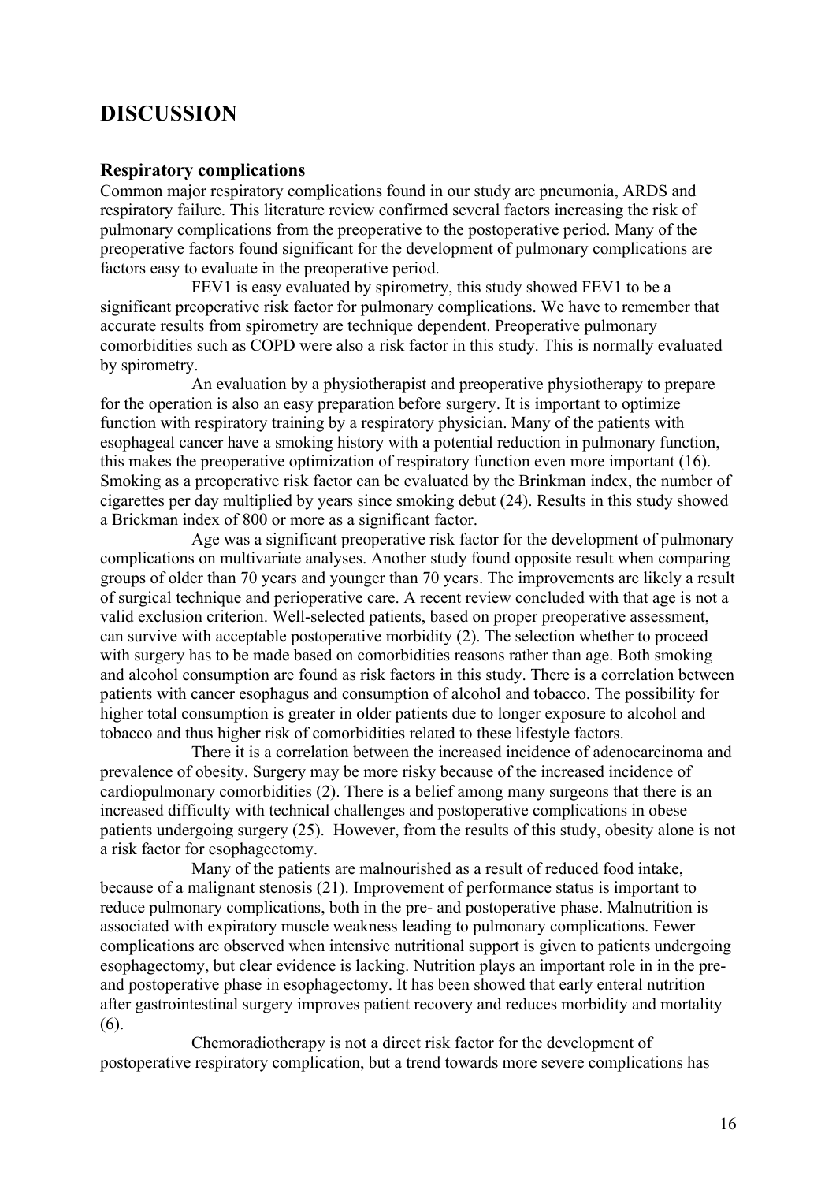# DISCUSSION

## Respiratory complications

Common major respiratory complications found in our study are pneumonia, ARDS and respiratory failure. This literature review confirmed several factors increasing the risk of pulmonary complications from the preoperative to the postoperative period. Many of the preoperative factors found significant for the development of pulmonary complications are factors easy to evaluate in the preoperative period.

FEV1 is easy evaluated by spirometry, this study showed FEV1 to be a significant preoperative risk factor for pulmonary complications. We have to remember that accurate results from spirometry are technique dependent. Preoperative pulmonary comorbidities such as COPD were also a risk factor in this study. This is normally evaluated by spirometry.

An evaluation by a physiotherapist and preoperative physiotherapy to prepare for the operation is also an easy preparation before surgery. It is important to optimize function with respiratory training by a respiratory physician. Many of the patients with esophageal cancer have a smoking history with a potential reduction in pulmonary function, this makes the preoperative optimization of respiratory function even more important (16). Smoking as a preoperative risk factor can be evaluated by the Brinkman index, the number of cigarettes per day multiplied by years since smoking debut (24). Results in this study showed a Brickman index of 800 or more as a significant factor.

Age was a significant preoperative risk factor for the development of pulmonary complications on multivariate analyses. Another study found opposite result when comparing groups of older than 70 years and younger than 70 years. The improvements are likely a result of surgical technique and perioperative care. A recent review concluded with that age is not a valid exclusion criterion. Well-selected patients, based on proper preoperative assessment, can survive with acceptable postoperative morbidity (2). The selection whether to proceed with surgery has to be made based on comorbidities reasons rather than age. Both smoking and alcohol consumption are found as risk factors in this study. There is a correlation between patients with cancer esophagus and consumption of alcohol and tobacco. The possibility for higher total consumption is greater in older patients due to longer exposure to alcohol and tobacco and thus higher risk of comorbidities related to these lifestyle factors.

There it is a correlation between the increased incidence of adenocarcinoma and prevalence of obesity. Surgery may be more risky because of the increased incidence of cardiopulmonary comorbidities (2). There is a belief among many surgeons that there is an increased difficulty with technical challenges and postoperative complications in obese patients undergoing surgery (25). However, from the results of this study, obesity alone is not a risk factor for esophagectomy.

Many of the patients are malnourished as a result of reduced food intake, because of a malignant stenosis (21). Improvement of performance status is important to reduce pulmonary complications, both in the pre- and postoperative phase. Malnutrition is associated with expiratory muscle weakness leading to pulmonary complications. Fewer complications are observed when intensive nutritional support is given to patients undergoing esophagectomy, but clear evidence is lacking. Nutrition plays an important role in in the pre- and postoperative phase in esophagectomy. It has been showed that early enteral nutrition after gastrointestinal surgery improves patient recovery and reduces morbidity and mortality (6).

Chemoradiotherapy is not a direct risk factor for the development of postoperative respiratory complication, but a trend towards more severe complications has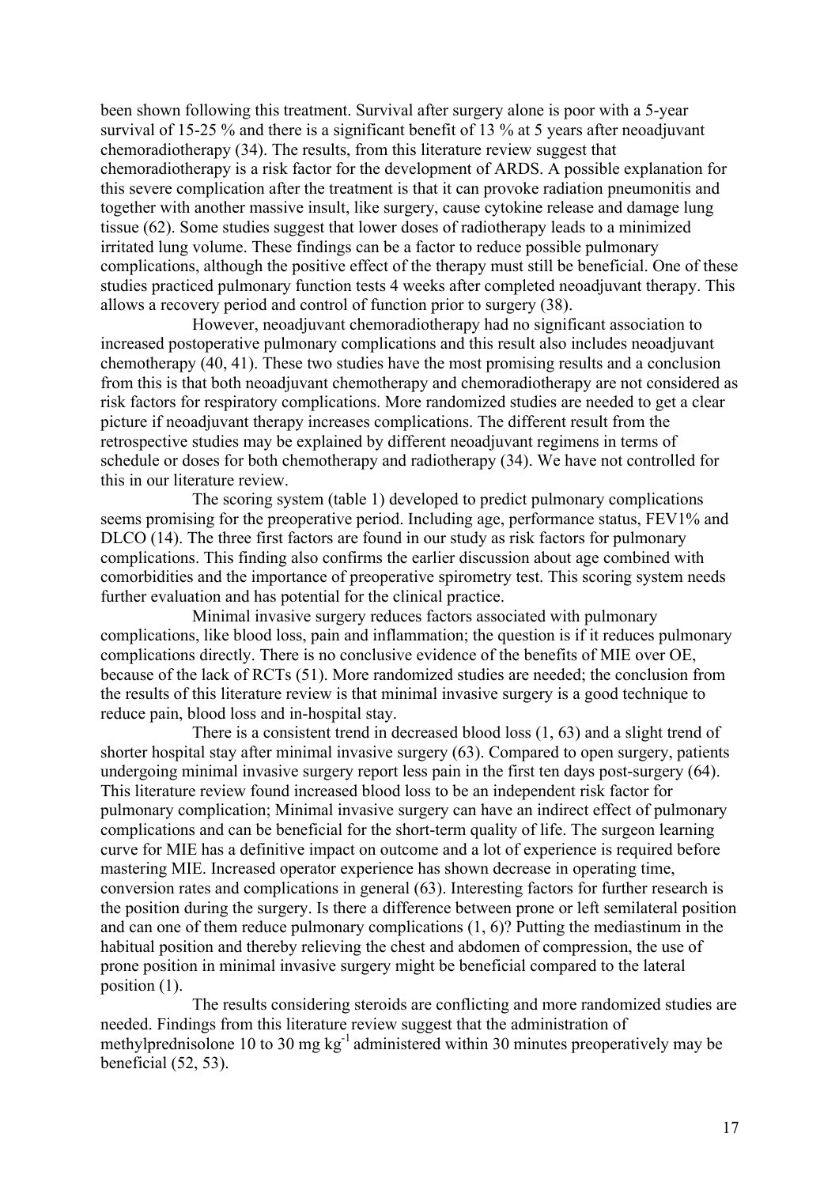been shown following this treatment. Survival after surgery alone is poor with a 5-year survival of 15-25 % and there is a significant benefit of 13 % at 5 years after neoadjuvant chemoradiotherapy (34). The results, from this literature review suggest that chemoradiotherapy is a risk factor for the development of ARDS. A possible explanation for this severe complication after the treatment is that it can provoke radiation pneumonitis and together with another massive insult, like surgery, cause cytokine release and damage lung tissue (62). Some studies suggest that lower doses of radiotherapy leads to a minimized irritated lung volume. These findings can be a factor to reduce possible pulmonary complications, although the positive effect of the therapy must still be beneficial. One of these studies practiced pulmonary function tests 4 weeks after completed neoadjuvant therapy. This allows a recovery period and control of function prior to surgery (38).

However, neoadjuvant chemoradiotherapy had no significant association to increased postoperative pulmonary complications and this result also includes neoadjuvant chemotherapy (40, 41). These two studies have the most promising results and a conclusion from this is that both neoadjuvant chemotherapy and chemoradiotherapy are not considered as risk factors for respiratory complications. More randomized studies are needed to get a clear picture if neoadjuvant therapy increases complications. The different result from the retrospective studies may be explained by different neoadjuvant regimens in terms of schedule or doses for both chemotherapy and radiotherapy (34). We have not controlled for this in our literature review.

The scoring system (table 1) developed to predict pulmonary complications seems promising for the preoperative period. Including age, performance status, FEV1% and DLCO (14). The three first factors are found in our study as risk factors for pulmonary complications. This finding also confirms the earlier discussion about age combined with comorbidities and the importance of preoperative spirometry test. This scoring system needs further evaluation and has potential for the clinical practice.

Minimal invasive surgery reduces factors associated with pulmonary complications, like blood loss, pain and inflammation; the question is if it reduces pulmonary complications directly. There is no conclusive evidence of the benefits of MIE over OE, because of the lack of RCTs (51). More randomized studies are needed; the conclusion from the results of this literature review is that minimal invasive surgery is a good technique to reduce pain, blood loss and in-hospital stay.

There is a consistent trend in decreased blood loss (1, 63) and a slight trend of shorter hospital stay after minimal invasive surgery (63). Compared to open surgery, patients undergoing minimal invasive surgery report less pain in the first ten days post-surgery (64). This literature review found increased blood loss to be an independent risk factor for pulmonary complication; Minimal invasive surgery can have an indirect effect of pulmonary complications and can be beneficial for the short-term quality of life. The surgeon learning curve for MIE has a definitive impact on outcome and a lot of experience is required before mastering MIE. Increased operator experience has shown decrease in operating time, conversion rates and complications in general (63). Interesting factors for further research is the position during the surgery. Is there a difference between prone or left semilateral position and can one of them reduce pulmonary complications (1, 6)? Putting the mediastinum in the habitual position and thereby relieving the chest and abdomen of compression, the use of prone position in minimal invasive surgery might be beneficial compared to the lateral position (1).

The results considering steroids are conflicting and more randomized studies are needed. Findings from this literature review suggest that the administration of methylprednisolone 10 to 30 mg $kg^{-1}$ administered within 30 minutes preoperatively may be beneficial (52, 53).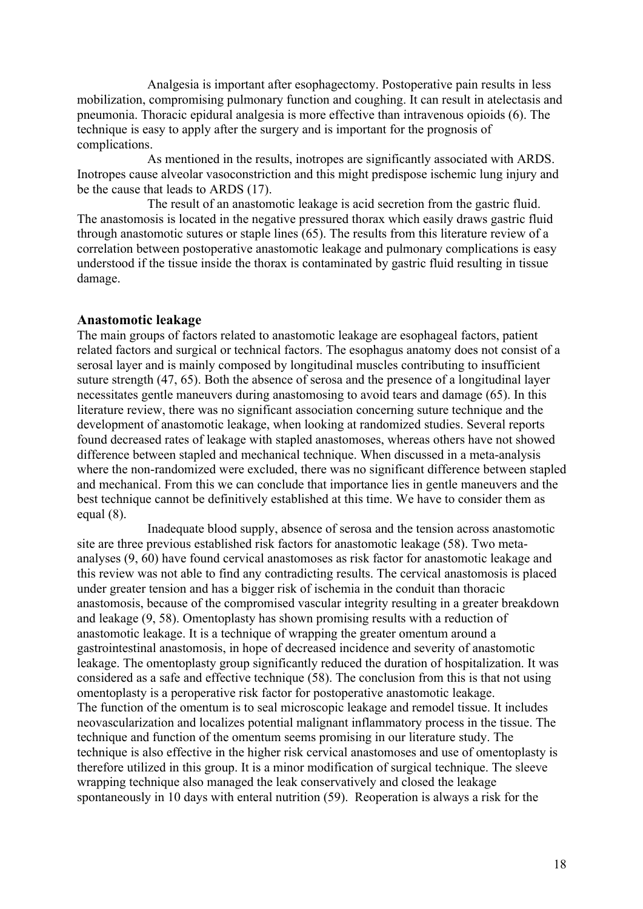Analgesia is important after esophagectomy. Postoperative pain results in less mobilization, compromising pulmonary function and coughing. It can result in atelectasis and pneumonia. Thoracic epidural analgesia is more effective than intravenous opioids (6). The technique is easy to apply after the surgery and is important for the prognosis of complications.

As mentioned in the results, inotropes are significantly associated with ARDS. Inotropes cause alveolar vasoconstriction and this might predispose ischemic lung injury and be the cause that leads to ARDS (17).

The result of an anastomotic leakage is acid secretion from the gastric fluid. The anastomosis is located in the negative pressured thorax which easily draws gastric fluid through anastomotic sutures or staple lines (65). The results from this literature review of a correlation between postoperative anastomotic leakage and pulmonary complications is easy understood if the tissue inside the thorax is contaminated by gastric fluid resulting in tissue damage.

## Anastomotic leakage

The main groups of factors related to anastomotic leakage are esophageal factors, patient related factors and surgical or technical factors. The esophagus anatomy does not consist of a serosal layer and is mainly composed by longitudinal muscles contributing to insufficient suture strength (47, 65). Both the absence of serosa and the presence of a longitudinal layer necessitates gentle maneuvers during anastomosing to avoid tears and damage (65). In this literature review, there was no significant association concerning suture technique and the development of anastomotic leakage, when looking at randomized studies. Several reports found decreased rates of leakage with stapled anastomoses, whereas others have not showed difference between stapled and mechanical technique. When discussed in a meta-analysis where the non-randomized were excluded, there was no significant difference between stapled and mechanical. From this we can conclude that importance lies in gentle maneuvers and the best technique cannot be definitively established at this time. We have to consider them as equal (8).

Inadequate blood supply, absence of serosa and the tension across anastomotic site are three previous established risk factors for anastomotic leakage (58). Two meta-analyses (9, 60) have found cervical anastomoses as risk factor for anastomotic leakage and this review was not able to find any contradicting results. The cervical anastomosis is placed under greater tension and has a bigger risk of ischemia in the conduit than thoracic anastomosis, because of the compromised vascular integrity resulting in a greater breakdown and leakage (9, 58). Omentoplasty has shown promising results with a reduction of anastomotic leakage. It is a technique of wrapping the greater omentum around a gastrointestinal anastomosis, in hope of decreased incidence and severity of anastomotic leakage. The omentoplasty group significantly reduced the duration of hospitalization. It was considered as a safe and effective technique (58). The conclusion from this is that not using omentoplasty is a peroperative risk factor for postoperative anastomotic leakage.

The function of the omentum is to seal microscopic leakage and remodel tissue. It includes neovascularization and localizes potential malignant inflammatory process in the tissue. The technique and function of the omentum seems promising in our literature study. The technique is also effective in the higher risk cervical anastomoses and use of omentoplasty is therefore utilized in this group. It is a minor modification of surgical technique. The sleeve wrapping technique also managed the leak conservatively and closed the leakage spontaneously in 10 days with enteral nutrition (59). Reoperation is always a risk for the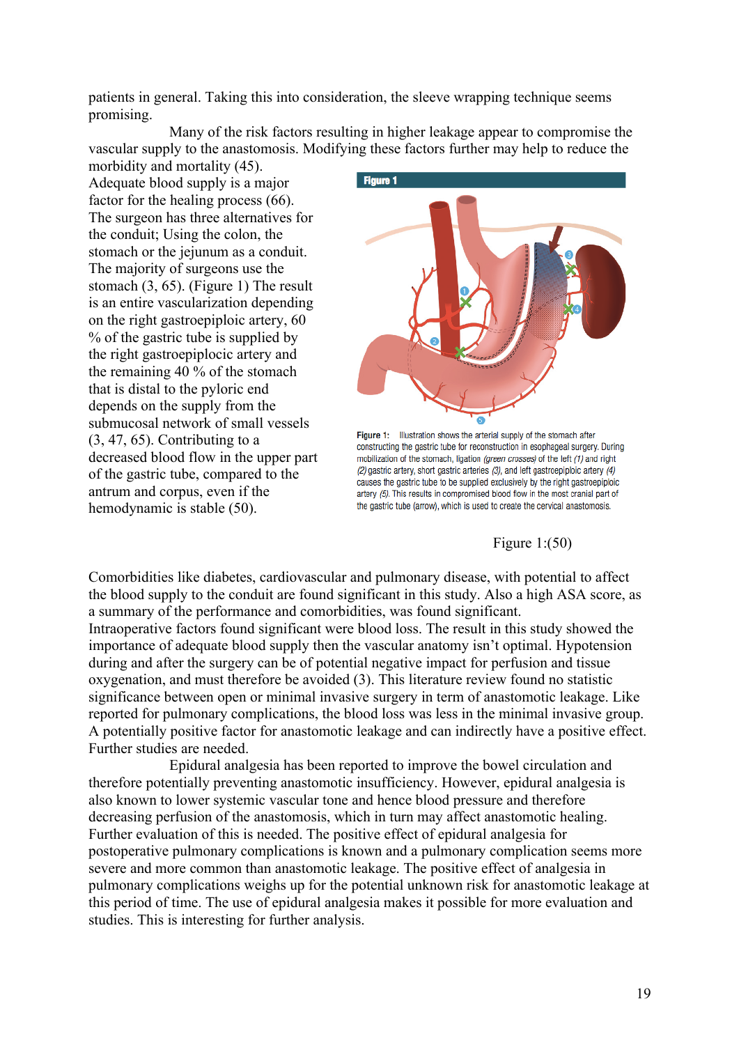patients in general. Taking this into consideration, the sleeve wrapping technique seems promising.

Many of the risk factors resulting in higher leakage appear to compromise the vascular supply to the anastomosis. Modifying these factors further may help to reduce the morbidity and mortality (45).

Adequate blood supply is a major factor for the healing process (66). The surgeon has three alternatives for the conduit; Using the colon, the stomach or the jejunum as a conduit. The majority of surgeons use the stomach (3, 65). (Figure 1) The result is an entire vascularization depending on the right gastroepiploic artery, 60 % of the gastric tube is supplied by the right gastroepiploic artery and the remaining 40 % of the stomach that is distal to the pyloric end depends on the supply from the submucosal network of small vessels (3, 47, 65). Contributing to a decreased blood flow in the upper part of the gastric tube, compared to the antrum and corpus, even if the hemodynamic is stable (50).

**Figure 1**

**Figure 1:** Illustration shows the arterial supply of the stomach after constructing the gastric tube for reconstruction in esophageal surgery. During mobilization of the stomach, ligation *(green crosses)* of the left *(1)* and right *(2)* gastric artery, short gastric arteries *(3)*, and left gastroepiploic artery *(4)* causes the gastric tube to be supplied exclusively by the right gastroepiploic artery *(5)*. This results in compromised blood flow in the most cranial part of the gastric tube (arrow), which is used to create the cervical anastomosis.

Figure 1:(50)

Comorbidities like diabetes, cardiovascular and pulmonary disease, with potential to affect the blood supply to the conduit are found significant in this study. Also a high ASA score, as a summary of the performance and comorbidities, was found significant.
Intraoperative factors found significant were blood loss. The result in this study showed the importance of adequate blood supply then the vascular anatomy isn't optimal. Hypotension during and after the surgery can be of potential negative impact for perfusion and tissue oxygenation, and must therefore be avoided (3). This literature review found no statistic significance between open or minimal invasive surgery in term of anastomotic leakage. Like reported for pulmonary complications, the blood loss was less in the minimal invasive group. A potentially positive factor for anastomotic leakage and can indirectly have a positive effect. Further studies are needed.

Epidural analgesia has been reported to improve the bowel circulation and therefore potentially preventing anastomotic insufficiency. However, epidural analgesia is also known to lower systemic vascular tone and hence blood pressure and therefore decreasing perfusion of the anastomosis, which in turn may affect anastomotic healing. Further evaluation of this is needed. The positive effect of epidural analgesia for postoperative pulmonary complications is known and a pulmonary complication seems more severe and more common than anastomotic leakage. The positive effect of analgesia in pulmonary complications weighs up for the potential unknown risk for anastomotic leakage at this period of time. The use of epidural analgesia makes it possible for more evaluation and studies. This is interesting for further analysis.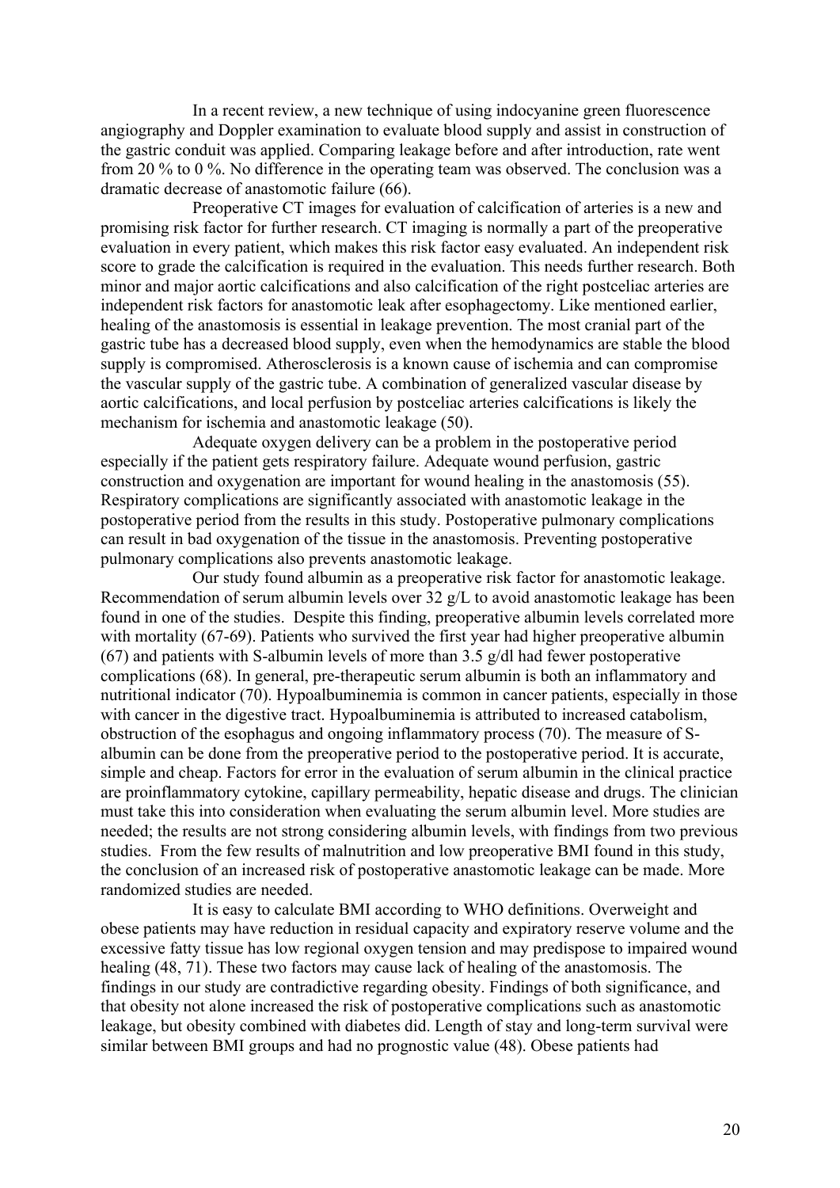In a recent review, a new technique of using indocyanine green fluorescence angiography and Doppler examination to evaluate blood supply and assist in construction of the gastric conduit was applied. Comparing leakage before and after introduction, rate went from 20 % to 0 %. No difference in the operating team was observed. The conclusion was a dramatic decrease of anastomotic failure (66).

Preoperative CT images for evaluation of calcification of arteries is a new and promising risk factor for further research. CT imaging is normally a part of the preoperative evaluation in every patient, which makes this risk factor easy evaluated. An independent risk score to grade the calcification is required in the evaluation. This needs further research. Both minor and major aortic calcifications and also calcification of the right postceliac arteries are independent risk factors for anastomotic leak after esophagectomy. Like mentioned earlier, healing of the anastomosis is essential in leakage prevention. The most cranial part of the gastric tube has a decreased blood supply, even when the hemodynamics are stable the blood supply is compromised. Atherosclerosis is a known cause of ischemia and can compromise the vascular supply of the gastric tube. A combination of generalized vascular disease by aortic calcifications, and local perfusion by postceliac arteries calcifications is likely the mechanism for ischemia and anastomotic leakage (50).

Adequate oxygen delivery can be a problem in the postoperative period especially if the patient gets respiratory failure. Adequate wound perfusion, gastric construction and oxygenation are important for wound healing in the anastomosis (55). Respiratory complications are significantly associated with anastomotic leakage in the postoperative period from the results in this study. Postoperative pulmonary complications can result in bad oxygenation of the tissue in the anastomosis. Preventing postoperative pulmonary complications also prevents anastomotic leakage.

Our study found albumin as a preoperative risk factor for anastomotic leakage. Recommendation of serum albumin levels over 32 g/L to avoid anastomotic leakage has been found in one of the studies. Despite this finding, preoperative albumin levels correlated more with mortality (67-69). Patients who survived the first year had higher preoperative albumin (67) and patients with S-albumin levels of more than 3.5 g/dl had fewer postoperative complications (68). In general, pre-therapeutic serum albumin is both an inflammatory and nutritional indicator (70). Hypoalbuminemia is common in cancer patients, especially in those with cancer in the digestive tract. Hypoalbuminemia is attributed to increased catabolism, obstruction of the esophagus and ongoing inflammatory process (70). The measure of S-albumin can be done from the preoperative period to the postoperative period. It is accurate, simple and cheap. Factors for error in the evaluation of serum albumin in the clinical practice are proinflammatory cytokine, capillary permeability, hepatic disease and drugs. The clinician must take this into consideration when evaluating the serum albumin level. More studies are needed; the results are not strong considering albumin levels, with findings from two previous studies. From the few results of malnutrition and low preoperative BMI found in this study, the conclusion of an increased risk of postoperative anastomotic leakage can be made. More randomized studies are needed.

It is easy to calculate BMI according to WHO definitions. Overweight and obese patients may have reduction in residual capacity and expiratory reserve volume and the excessive fatty tissue has low regional oxygen tension and may predispose to impaired wound healing (48, 71). These two factors may cause lack of healing of the anastomosis. The findings in our study are contradictive regarding obesity. Findings of both significance, and that obesity not alone increased the risk of postoperative complications such as anastomotic leakage, but obesity combined with diabetes did. Length of stay and long-term survival were similar between BMI groups and had no prognostic value (48). Obese patients had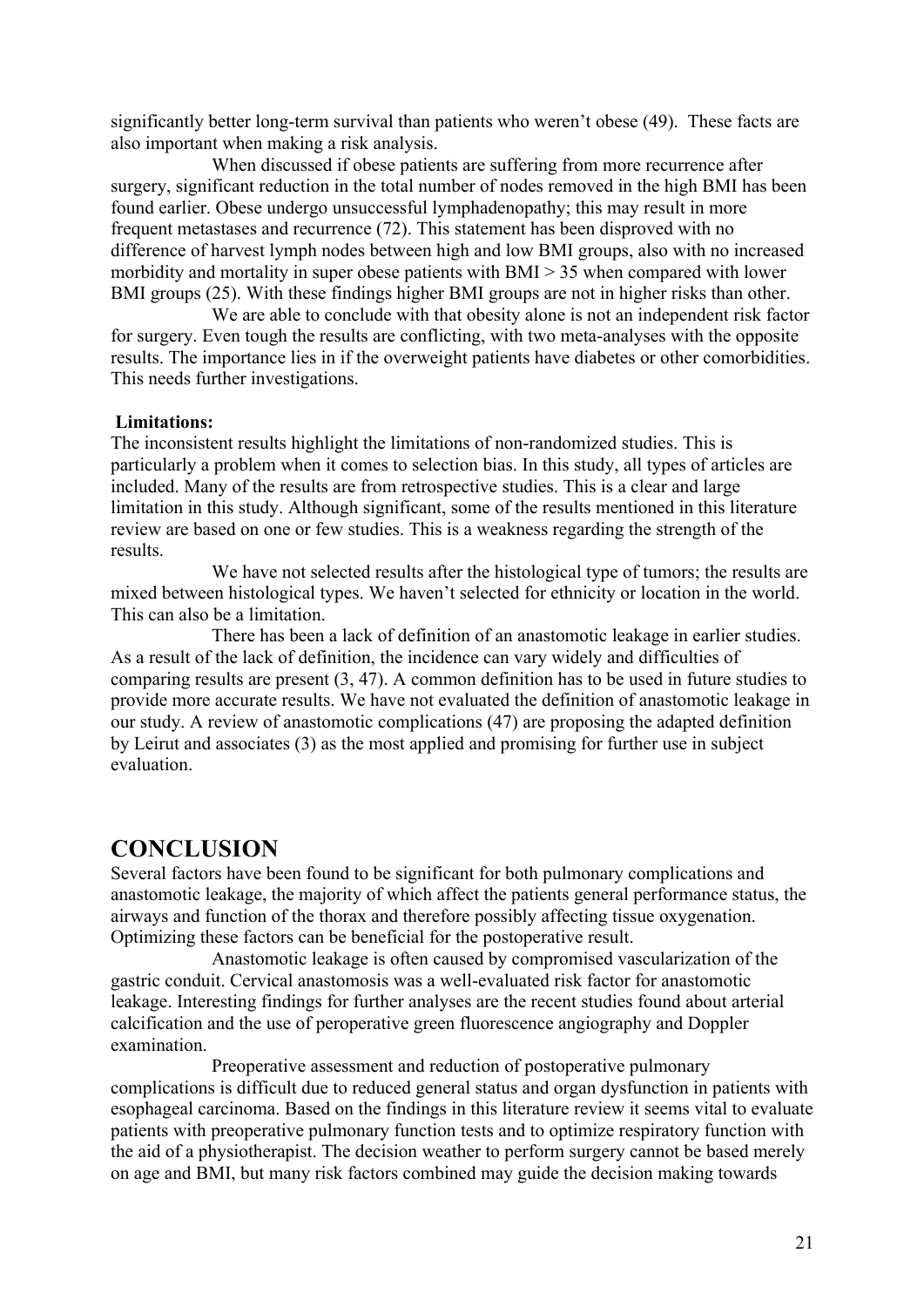significantly better long-term survival than patients who weren't obese (49). These facts are also important when making a risk analysis.

When discussed if obese patients are suffering from more recurrence after surgery, significant reduction in the total number of nodes removed in the high BMI has been found earlier. Obese undergo unsuccessful lymphadenopathy; this may result in more frequent metastases and recurrence (72). This statement has been disproved with no difference of harvest lymph nodes between high and low BMI groups, also with no increased morbidity and mortality in super obese patients with BMI > 35 when compared with lower BMI groups (25). With these findings higher BMI groups are not in higher risks than other.

We are able to conclude with that obesity alone is not an independent risk factor for surgery. Even tough the results are conflicting, with two meta-analyses with the opposite results. The importance lies in if the overweight patients have diabetes or other comorbidities. This needs further investigations.

**Limitations:**

The inconsistent results highlight the limitations of non-randomized studies. This is particularly a problem when it comes to selection bias. In this study, all types of articles are included. Many of the results are from retrospective studies. This is a clear and large limitation in this study. Although significant, some of the results mentioned in this literature review are based on one or few studies. This is a weakness regarding the strength of the results.

We have not selected results after the histological type of tumors; the results are mixed between histological types. We haven't selected for ethnicity or location in the world. This can also be a limitation.

There has been a lack of definition of an anastomotic leakage in earlier studies. As a result of the lack of definition, the incidence can vary widely and difficulties of comparing results are present (3, 47). A common definition has to be used in future studies to provide more accurate results. We have not evaluated the definition of anastomotic leakage in our study. A review of anastomotic complications (47) are proposing the adapted definition by Leirut and associates (3) as the most applied and promising for further use in subject evaluation.

# CONCLUSION

Several factors have been found to be significant for both pulmonary complications and anastomotic leakage, the majority of which affect the patients general performance status, the airways and function of the thorax and therefore possibly affecting tissue oxygenation. Optimizing these factors can be beneficial for the postoperative result.

Anastomotic leakage is often caused by compromised vascularization of the gastric conduit. Cervical anastomosis was a well-evaluated risk factor for anastomotic leakage. Interesting findings for further analyses are the recent studies found about arterial calcification and the use of peroperative green fluorescence angiography and Doppler examination.

Preoperative assessment and reduction of postoperative pulmonary complications is difficult due to reduced general status and organ dysfunction in patients with esophageal carcinoma. Based on the findings in this literature review it seems vital to evaluate patients with preoperative pulmonary function tests and to optimize respiratory function with the aid of a physiotherapist. The decision weather to perform surgery cannot be based merely on age and BMI, but many risk factors combined may guide the decision making towards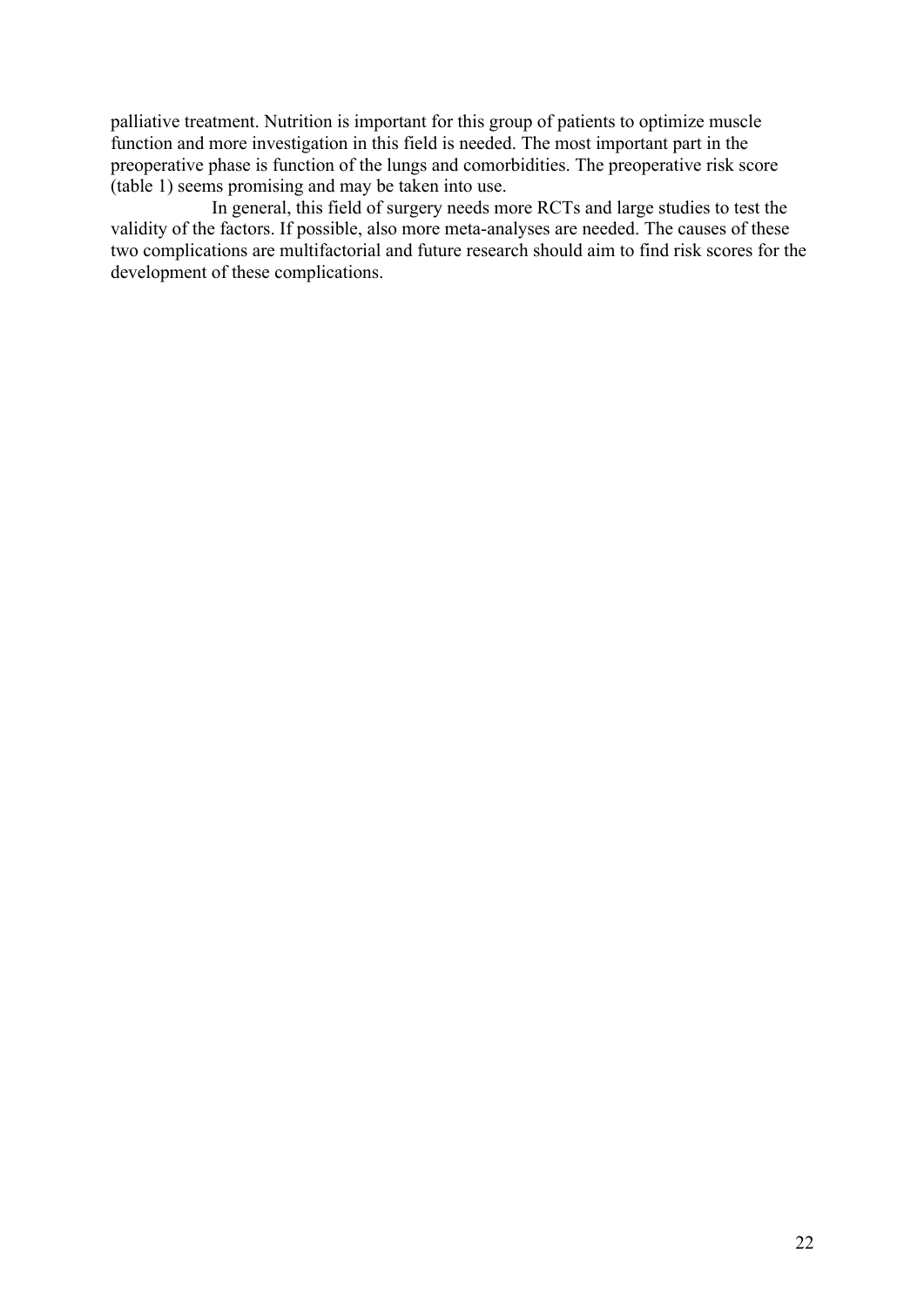palliative treatment. Nutrition is important for this group of patients to optimize muscle function and more investigation in this field is needed. The most important part in the preoperative phase is function of the lungs and comorbidities. The preoperative risk score (table 1) seems promising and may be taken into use.

In general, this field of surgery needs more RCTs and large studies to test the validity of the factors. If possible, also more meta-analyses are needed. The causes of these two complications are multifactorial and future research should aim to find risk scores for the development of these complications.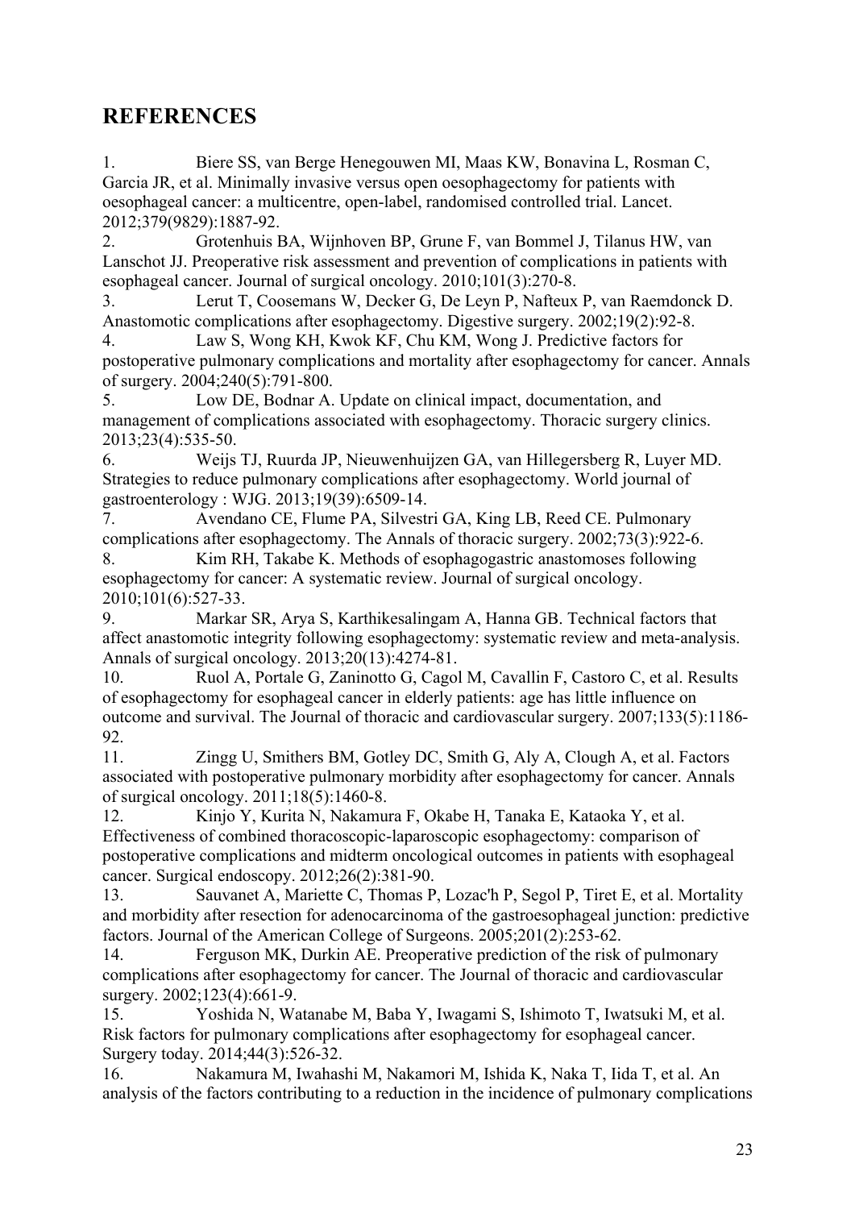## REFERENCES

1. Biere SS, van Berge Henegouwen MI, Maas KW, Bonavina L, Rosman C, Garcia JR, et al. Minimally invasive versus open oesophagectomy for patients with oesophageal cancer: a multicentre, open-label, randomised controlled trial. Lancet. 2012;379(9829):1887-92.
2. Grotenhuis BA, Wijnhoven BP, Grune F, van Bommel J, Tilanus HW, van Lanschot JJ. Preoperative risk assessment and prevention of complications in patients with esophageal cancer. Journal of surgical oncology. 2010;101(3):270-8.
3. Lerut T, Coosemans W, Decker G, De Leyn P, Nafteux P, van Raemdonck D. Anastomotic complications after esophagectomy. Digestive surgery. 2002;19(2):92-8.
4. Law S, Wong KH, Kwok KF, Chu KM, Wong J. Predictive factors for postoperative pulmonary complications and mortality after esophagectomy for cancer. Annals of surgery. 2004;240(5):791-800.
5. Low DE, Bodnar A. Update on clinical impact, documentation, and management of complications associated with esophagectomy. Thoracic surgery clinics. 2013;23(4):535-50.
6. Weijs TJ, Ruurda JP, Nieuwenhuijzen GA, van Hillegersberg R, Luyer MD. Strategies to reduce pulmonary complications after esophagectomy. World journal of gastroenterology : WJG. 2013;19(39):6509-14.
7. Avendano CE, Flume PA, Silvestri GA, King LB, Reed CE. Pulmonary complications after esophagectomy. The Annals of thoracic surgery. 2002;73(3):922-6.
8. Kim RH, Takabe K. Methods of esophagogastric anastomoses following esophagectomy for cancer: A systematic review. Journal of surgical oncology. 2010;101(6):527-33.
9. Markar SR, Arya S, Karthikesalingam A, Hanna GB. Technical factors that affect anastomotic integrity following esophagectomy: systematic review and meta-analysis. Annals of surgical oncology. 2013;20(13):4274-81.
10. Ruol A, Portale G, Zaninotto G, Cagol M, Cavallin F, Castoro C, et al. Results of esophagectomy for esophageal cancer in elderly patients: age has little influence on outcome and survival. The Journal of thoracic and cardiovascular surgery. 2007;133(5):1186-92.
11. Zingg U, Smithers BM, Gotley DC, Smith G, Aly A, Clough A, et al. Factors associated with postoperative pulmonary morbidity after esophagectomy for cancer. Annals of surgical oncology. 2011;18(5):1460-8.
12. Kinjo Y, Kurita N, Nakamura F, Okabe H, Tanaka E, Kataoka Y, et al. Effectiveness of combined thoracoscopic-laparoscopic esophagectomy: comparison of postoperative complications and midterm oncological outcomes in patients with esophageal cancer. Surgical endoscopy. 2012;26(2):381-90.
13. Sauvanet A, Mariette C, Thomas P, Lozac'h P, Segol P, Tiret E, et al. Mortality and morbidity after resection for adenocarcinoma of the gastroesophageal junction: predictive factors. Journal of the American College of Surgeons. 2005;201(2):253-62.
14. Ferguson MK, Durkin AE. Preoperative prediction of the risk of pulmonary complications after esophagectomy for cancer. The Journal of thoracic and cardiovascular surgery. 2002;123(4):661-9.
15. Yoshida N, Watanabe M, Baba Y, Iwagami S, Ishimoto T, Iwatsuki M, et al. Risk factors for pulmonary complications after esophagectomy for esophageal cancer. Surgery today. 2014;44(3):526-32.
16. Nakamura M, Iwahashi M, Nakamori M, Ishida K, Naka T, Iida T, et al. An analysis of the factors contributing to a reduction in the incidence of pulmonary complications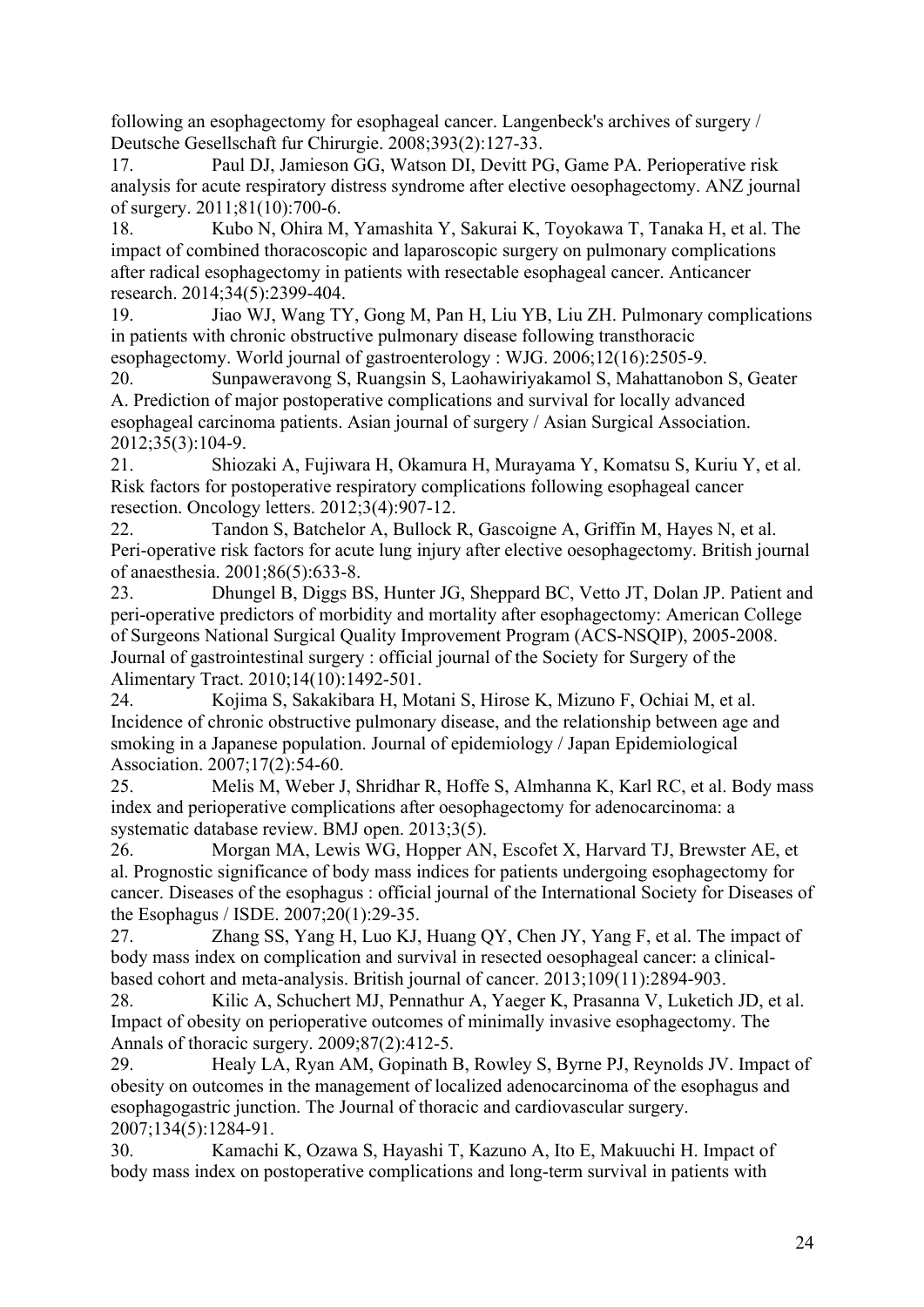following an esophagectomy for esophageal cancer. Langenbeck's archives of surgery / Deutsche Gesellschaft fur Chirurgie. 2008;393(2):127-33.

17. Paul DJ, Jamieson GG, Watson DI, Devitt PG, Game PA. Perioperative risk analysis for acute respiratory distress syndrome after elective oesophagectomy. ANZ journal of surgery. 2011;81(10):700-6.

18. Kubo N, Ohira M, Yamashita Y, Sakurai K, Toyokawa T, Tanaka H, et al. The impact of combined thoracoscopic and laparoscopic surgery on pulmonary complications after radical esophagectomy in patients with resectable esophageal cancer. Anticancer research. 2014;34(5):2399-404.

19. Jiao WJ, Wang TY, Gong M, Pan H, Liu YB, Liu ZH. Pulmonary complications in patients with chronic obstructive pulmonary disease following transthoracic esophagectomy. World journal of gastroenterology : WJG. 2006;12(16):2505-9.

20. Sunpaweravong S, Ruangsin S, Laohawiriyakamol S, Mahattanobon S, Geater A. Prediction of major postoperative complications and survival for locally advanced esophageal carcinoma patients. Asian journal of surgery / Asian Surgical Association. 2012;35(3):104-9.

21. Shiozaki A, Fujiwara H, Okamura H, Murayama Y, Komatsu S, Kuriu Y, et al. Risk factors for postoperative respiratory complications following esophageal cancer resection. Oncology letters. 2012;3(4):907-12.

22. Tandon S, Batchelor A, Bullock R, Gascoigne A, Griffin M, Hayes N, et al. Peri-operative risk factors for acute lung injury after elective oesophagectomy. British journal of anaesthesia. 2001;86(5):633-8.

23. Dhungel B, Diggs BS, Hunter JG, Sheppard BC, Vetto JT, Dolan JP. Patient and peri-operative predictors of morbidity and mortality after esophagectomy: American College of Surgeons National Surgical Quality Improvement Program (ACS-NSQIP), 2005-2008. Journal of gastrointestinal surgery : official journal of the Society for Surgery of the Alimentary Tract. 2010;14(10):1492-501.

24. Kojima S, Sakakibara H, Motani S, Hirose K, Mizuno F, Ochiai M, et al. Incidence of chronic obstructive pulmonary disease, and the relationship between age and smoking in a Japanese population. Journal of epidemiology / Japan Epidemiological Association. 2007;17(2):54-60.

25. Melis M, Weber J, Shridhar R, Hoffe S, Almhanna K, Karl RC, et al. Body mass index and perioperative complications after oesophagectomy for adenocarcinoma: a systematic database review. BMJ open. 2013;3(5).

26. Morgan MA, Lewis WG, Hopper AN, Escofet X, Harvard TJ, Brewster AE, et al. Prognostic significance of body mass indices for patients undergoing esophagectomy for cancer. Diseases of the esophagus : official journal of the International Society for Diseases of the Esophagus / ISDE. 2007;20(1):29-35.

27. Zhang SS, Yang H, Luo KJ, Huang QY, Chen JY, Yang F, et al. The impact of body mass index on complication and survival in resected oesophageal cancer: a clinical-based cohort and meta-analysis. British journal of cancer. 2013;109(11):2894-903.

28. Kilic A, Schuchert MJ, Pennathur A, Yaeger K, Prasanna V, Luketich JD, et al. Impact of obesity on perioperative outcomes of minimally invasive esophagectomy. The Annals of thoracic surgery. 2009;87(2):412-5.

29. Healy LA, Ryan AM, Gopinath B, Rowley S, Byrne PJ, Reynolds JV. Impact of obesity on outcomes in the management of localized adenocarcinoma of the esophagus and esophagogastric junction. The Journal of thoracic and cardiovascular surgery. 2007;134(5):1284-91.

30. Kamachi K, Ozawa S, Hayashi T, Kazuno A, Ito E, Makuuchi H. Impact of body mass index on postoperative complications and long-term survival in patients with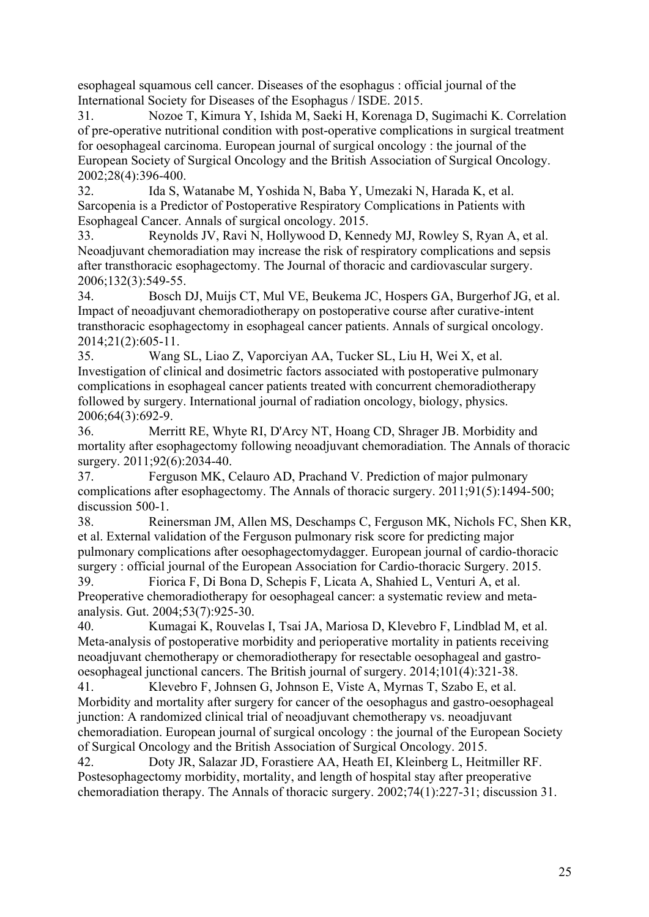esophageal squamous cell cancer. Diseases of the esophagus : official journal of the International Society for Diseases of the Esophagus / ISDE. 2015.

31. Nozoe T, Kimura Y, Ishida M, Saeki H, Korenaga D, Sugimachi K. Correlation of pre-operative nutritional condition with post-operative complications in surgical treatment for oesophageal carcinoma. European journal of surgical oncology : the journal of the European Society of Surgical Oncology and the British Association of Surgical Oncology. 2002;28(4):396-400.

32. Ida S, Watanabe M, Yoshida N, Baba Y, Umezaki N, Harada K, et al. Sarcopenia is a Predictor of Postoperative Respiratory Complications in Patients with Esophageal Cancer. Annals of surgical oncology. 2015.

33. Reynolds JV, Ravi N, Hollywood D, Kennedy MJ, Rowley S, Ryan A, et al. Neoadjuvant chemoradiation may increase the risk of respiratory complications and sepsis after transthoracic esophagectomy. The Journal of thoracic and cardiovascular surgery. 2006;132(3):549-55.

34. Bosch DJ, Muijs CT, Mul VE, Beukema JC, Hospers GA, Burgerhof JG, et al. Impact of neoadjuvant chemoradiotherapy on postoperative course after curative-intent transthoracic esophagectomy in esophageal cancer patients. Annals of surgical oncology. 2014;21(2):605-11.

35. Wang SL, Liao Z, Vaporciyan AA, Tucker SL, Liu H, Wei X, et al. Investigation of clinical and dosimetric factors associated with postoperative pulmonary complications in esophageal cancer patients treated with concurrent chemoradiotherapy followed by surgery. International journal of radiation oncology, biology, physics. 2006;64(3):692-9.

36. Merritt RE, Whyte RI, D'Arcy NT, Hoang CD, Shrager JB. Morbidity and mortality after esophagectomy following neoadjuvant chemoradiation. The Annals of thoracic surgery. 2011;92(6):2034-40.

37. Ferguson MK, Celauro AD, Prachand V. Prediction of major pulmonary complications after esophagectomy. The Annals of thoracic surgery. 2011;91(5):1494-500; discussion 500-1.

38. Reinersman JM, Allen MS, Deschamps C, Ferguson MK, Nichols FC, Shen KR, et al. External validation of the Ferguson pulmonary risk score for predicting major pulmonary complications after oesophagectomydagger. European journal of cardio-thoracic surgery : official journal of the European Association for Cardio-thoracic Surgery. 2015.

39. Fiorica F, Di Bona D, Schepis F, Licata A, Shahied L, Venturi A, et al. Preoperative chemoradiotherapy for oesophageal cancer: a systematic review and meta-analysis. Gut. 2004;53(7):925-30.

40. Kumagai K, Rouvelas I, Tsai JA, Mariosa D, Klevebro F, Lindblad M, et al. Meta-analysis of postoperative morbidity and perioperative mortality in patients receiving neoadjuvant chemotherapy or chemoradiotherapy for resectable oesophageal and gastro-oesophageal junctional cancers. The British journal of surgery. 2014;101(4):321-38.

41. Klevebro F, Johnsen G, Johnson E, Viste A, Myrnas T, Szabo E, et al. Morbidity and mortality after surgery for cancer of the oesophagus and gastro-oesophageal junction: A randomized clinical trial of neoadjuvant chemotherapy vs. neoadjuvant chemoradiation. European journal of surgical oncology : the journal of the European Society of Surgical Oncology and the British Association of Surgical Oncology. 2015.

42. Doty JR, Salazar JD, Forastiere AA, Heath EI, Kleinberg L, Heitmiller RF. Postesophagectomy morbidity, mortality, and length of hospital stay after preoperative chemoradiation therapy. The Annals of thoracic surgery. 2002;74(1):227-31; discussion 31.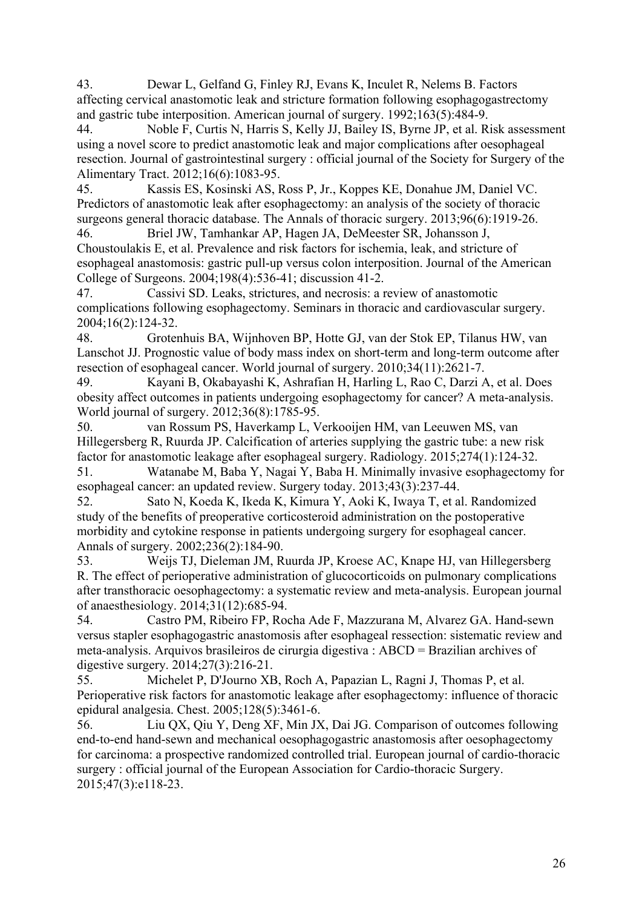43. Dewar L, Gelfand G, Finley RJ, Evans K, Inculet R, Nelems B. Factors affecting cervical anastomotic leak and stricture formation following esophagogastrectomy and gastric tube interposition. American journal of surgery. 1992;163(5):484-9.

44. Noble F, Curtis N, Harris S, Kelly JJ, Bailey IS, Byrne JP, et al. Risk assessment using a novel score to predict anastomotic leak and major complications after oesophageal resection. Journal of gastrointestinal surgery : official journal of the Society for Surgery of the Alimentary Tract. 2012;16(6):1083-95.

45. Kassis ES, Kosinski AS, Ross P, Jr., Koppes KE, Donahue JM, Daniel VC. Predictors of anastomotic leak after esophagectomy: an analysis of the society of thoracic surgeons general thoracic database. The Annals of thoracic surgery. 2013;96(6):1919-26.

46. Briel JW, Tamhankar AP, Hagen JA, DeMeester SR, Johansson J, Choustoulakis E, et al. Prevalence and risk factors for ischemia, leak, and stricture of esophageal anastomosis: gastric pull-up versus colon interposition. Journal of the American College of Surgeons. 2004;198(4):536-41; discussion 41-2.

47. Cassivi SD. Leaks, strictures, and necrosis: a review of anastomotic complications following esophagectomy. Seminars in thoracic and cardiovascular surgery. 2004;16(2):124-32.

48. Grotenhuis BA, Wijnhoven BP, Hotte GJ, van der Stok EP, Tilanus HW, van Lanschot JJ. Prognostic value of body mass index on short-term and long-term outcome after resection of esophageal cancer. World journal of surgery. 2010;34(11):2621-7.

49. Kayani B, Okabayashi K, Ashrafian H, Harling L, Rao C, Darzi A, et al. Does obesity affect outcomes in patients undergoing esophagectomy for cancer? A meta-analysis. World journal of surgery. 2012;36(8):1785-95.

50. van Rossum PS, Haverkamp L, Verkooijen HM, van Leeuwen MS, van Hillegersberg R, Ruurda JP. Calcification of arteries supplying the gastric tube: a new risk factor for anastomotic leakage after esophageal surgery. Radiology. 2015;274(1):124-32.

51. Watanabe M, Baba Y, Nagai Y, Baba H. Minimally invasive esophagectomy for esophageal cancer: an updated review. Surgery today. 2013;43(3):237-44.

52. Sato N, Koeda K, Ikeda K, Kimura Y, Aoki K, Iwaya T, et al. Randomized study of the benefits of preoperative corticosteroid administration on the postoperative morbidity and cytokine response in patients undergoing surgery for esophageal cancer. Annals of surgery. 2002;236(2):184-90.

53. Weijs TJ, Dieleman JM, Ruurda JP, Kroese AC, Knape HJ, van Hillegersberg R. The effect of perioperative administration of glucocorticoids on pulmonary complications after transthoracic oesophagectomy: a systematic review and meta-analysis. European journal of anaesthesiology. 2014;31(12):685-94.

54. Castro PM, Ribeiro FP, Rocha Ade F, Mazzurana M, Alvarez GA. Hand-sewn versus stapler esophagogastric anastomosis after esophageal ressection: sistematic review and meta-analysis. Arquivos brasileiros de cirurgia digestiva : ABCD = Brazilian archives of digestive surgery. 2014;27(3):216-21.

55. Michelet P, D'Journo XB, Roch A, Papazian L, Ragni J, Thomas P, et al. Perioperative risk factors for anastomotic leakage after esophagectomy: influence of thoracic epidural analgesia. Chest. 2005;128(5):3461-6.

56. Liu QX, Qiu Y, Deng XF, Min JX, Dai JG. Comparison of outcomes following end-to-end hand-sewn and mechanical oesophagogastric anastomosis after oesophagectomy for carcinoma: a prospective randomized controlled trial. European journal of cardio-thoracic surgery : official journal of the European Association for Cardio-thoracic Surgery. 2015;47(3):e118-23.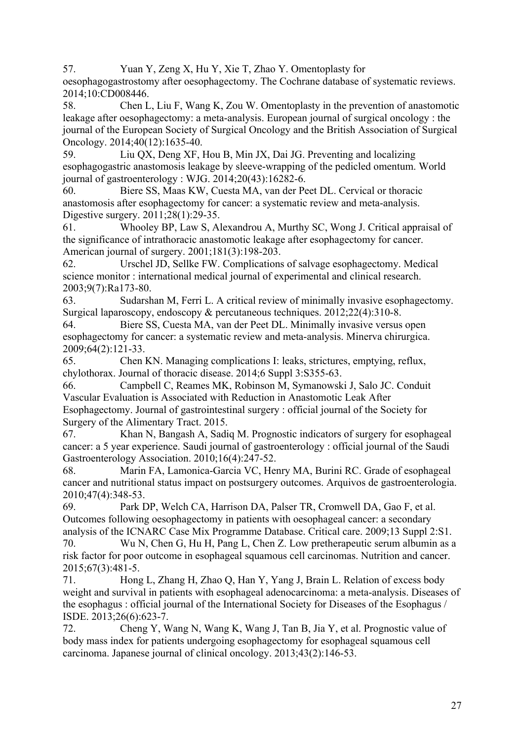57. Yuan Y, Zeng X, Hu Y, Xie T, Zhao Y. Omentoplasty for oesophagogastrostomy after oesophagectomy. The Cochrane database of systematic reviews. 2014;10:CD008446.

58. Chen L, Liu F, Wang K, Zou W. Omentoplasty in the prevention of anastomotic leakage after oesophagectomy: a meta-analysis. European journal of surgical oncology : the journal of the European Society of Surgical Oncology and the British Association of Surgical Oncology. 2014;40(12):1635-40.

59. Liu QX, Deng XF, Hou B, Min JX, Dai JG. Preventing and localizing esophagogastric anastomosis leakage by sleeve-wrapping of the pedicled omentum. World journal of gastroenterology : WJG. 2014;20(43):16282-6.

60. Biere SS, Maas KW, Cuesta MA, van der Peet DL. Cervical or thoracic anastomosis after esophagectomy for cancer: a systematic review and meta-analysis. Digestive surgery. 2011;28(1):29-35.

61. Whooley BP, Law S, Alexandrou A, Murthy SC, Wong J. Critical appraisal of the significance of intrathoracic anastomotic leakage after esophagectomy for cancer. American journal of surgery. 2001;181(3):198-203.

62. Urschel JD, Sellke FW. Complications of salvage esophagectomy. Medical science monitor : international medical journal of experimental and clinical research. 2003;9(7):Ra173-80.

63. Sudarshan M, Ferri L. A critical review of minimally invasive esophagectomy. Surgical laparoscopy, endoscopy & percutaneous techniques. 2012;22(4):310-8.

64. Biere SS, Cuesta MA, van der Peet DL. Minimally invasive versus open esophagectomy for cancer: a systematic review and meta-analysis. Minerva chirurgica. 2009;64(2):121-33.

65. Chen KN. Managing complications I: leaks, strictures, emptying, reflux, chylothorax. Journal of thoracic disease. 2014;6 Suppl 3:S355-63.

66. Campbell C, Reames MK, Robinson M, Symanowski J, Salo JC. Conduit Vascular Evaluation is Associated with Reduction in Anastomotic Leak After Esophagectomy. Journal of gastrointestinal surgery : official journal of the Society for Surgery of the Alimentary Tract. 2015.

67. Khan N, Bangash A, Sadiq M. Prognostic indicators of surgery for esophageal cancer: a 5 year experience. Saudi journal of gastroenterology : official journal of the Saudi Gastroenterology Association. 2010;16(4):247-52.

68. Marin FA, Lamonica-Garcia VC, Henry MA, Burini RC. Grade of esophageal cancer and nutritional status impact on postsurgery outcomes. Arquivos de gastroenterologia. 2010;47(4):348-53.

69. Park DP, Welch CA, Harrison DA, Palser TR, Cromwell DA, Gao F, et al. Outcomes following oesophagectomy in patients with oesophageal cancer: a secondary analysis of the ICNARC Case Mix Programme Database. Critical care. 2009;13 Suppl 2:S1.

70. Wu N, Chen G, Hu H, Pang L, Chen Z. Low pretherapeutic serum albumin as a risk factor for poor outcome in esophageal squamous cell carcinomas. Nutrition and cancer. 2015;67(3):481-5.

71. Hong L, Zhang H, Zhao Q, Han Y, Yang J, Brain L. Relation of excess body weight and survival in patients with esophageal adenocarcinoma: a meta-analysis. Diseases of the esophagus : official journal of the International Society for Diseases of the Esophagus / ISDE. 2013;26(6):623-7.

72. Cheng Y, Wang N, Wang K, Wang J, Tan B, Jia Y, et al. Prognostic value of body mass index for patients undergoing esophagectomy for esophageal squamous cell carcinoma. Japanese journal of clinical oncology. 2013;43(2):146-53.